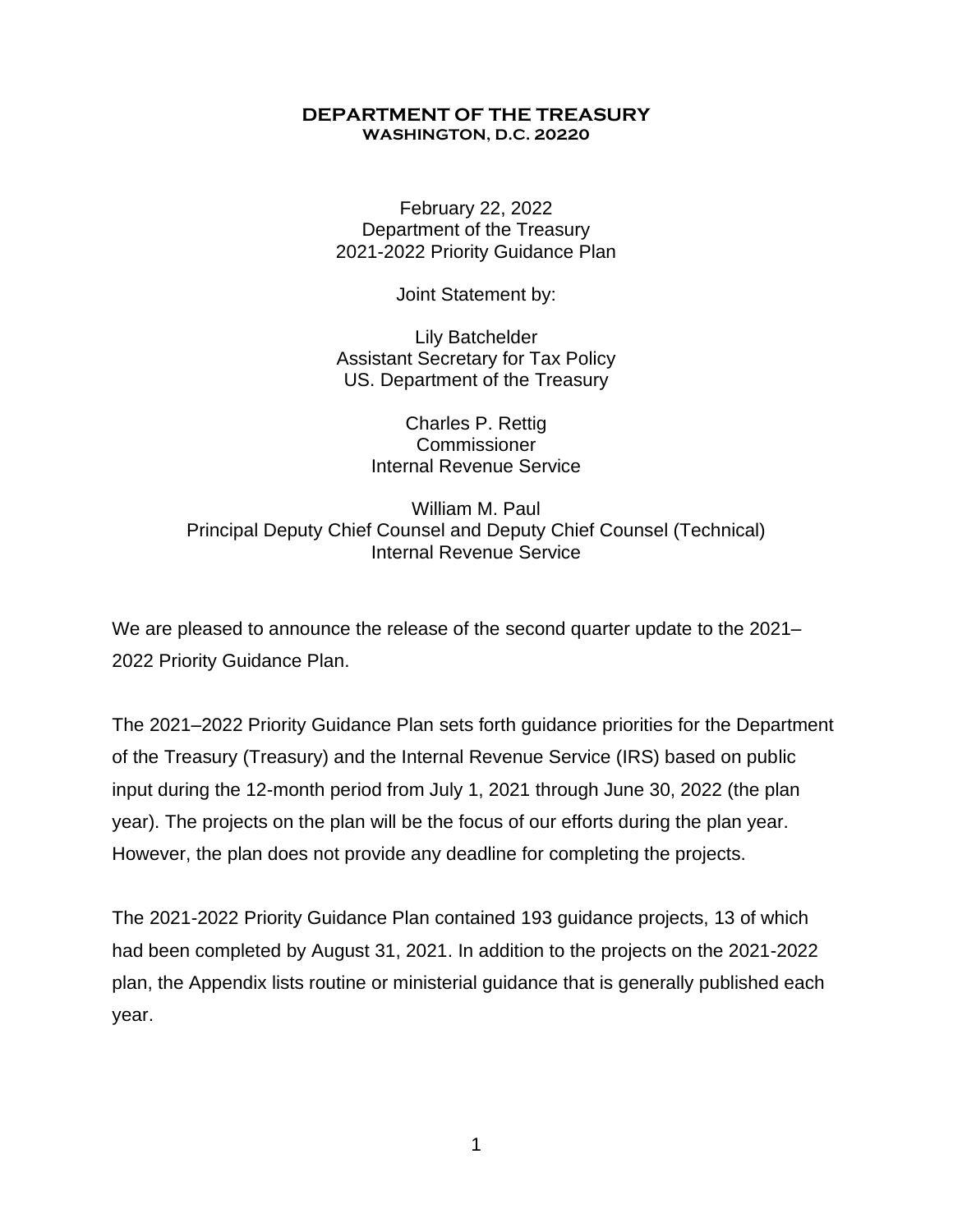**DEPARTMENT OF THE TREASURY**
**WASHINGTON, D.C. 20220**

February 22, 2022
Department of the Treasury
2021-2022 Priority Guidance Plan

Joint Statement by:

Lily Batchelder
Assistant Secretary for Tax Policy
US. Department of the Treasury

Charles P. Rettig
Commissioner
Internal Revenue Service

William M. Paul
Principal Deputy Chief Counsel and Deputy Chief Counsel (Technical)
Internal Revenue Service

We are pleased to announce the release of the second quarter update to the 2021–2022 Priority Guidance Plan.

The 2021–2022 Priority Guidance Plan sets forth guidance priorities for the Department of the Treasury (Treasury) and the Internal Revenue Service (IRS) based on public input during the 12-month period from July 1, 2021 through June 30, 2022 (the plan year). The projects on the plan will be the focus of our efforts during the plan year. However, the plan does not provide any deadline for completing the projects.

The 2021-2022 Priority Guidance Plan contained 193 guidance projects, 13 of which had been completed by August 31, 2021. In addition to the projects on the 2021-2022 plan, the Appendix lists routine or ministerial guidance that is generally published each year.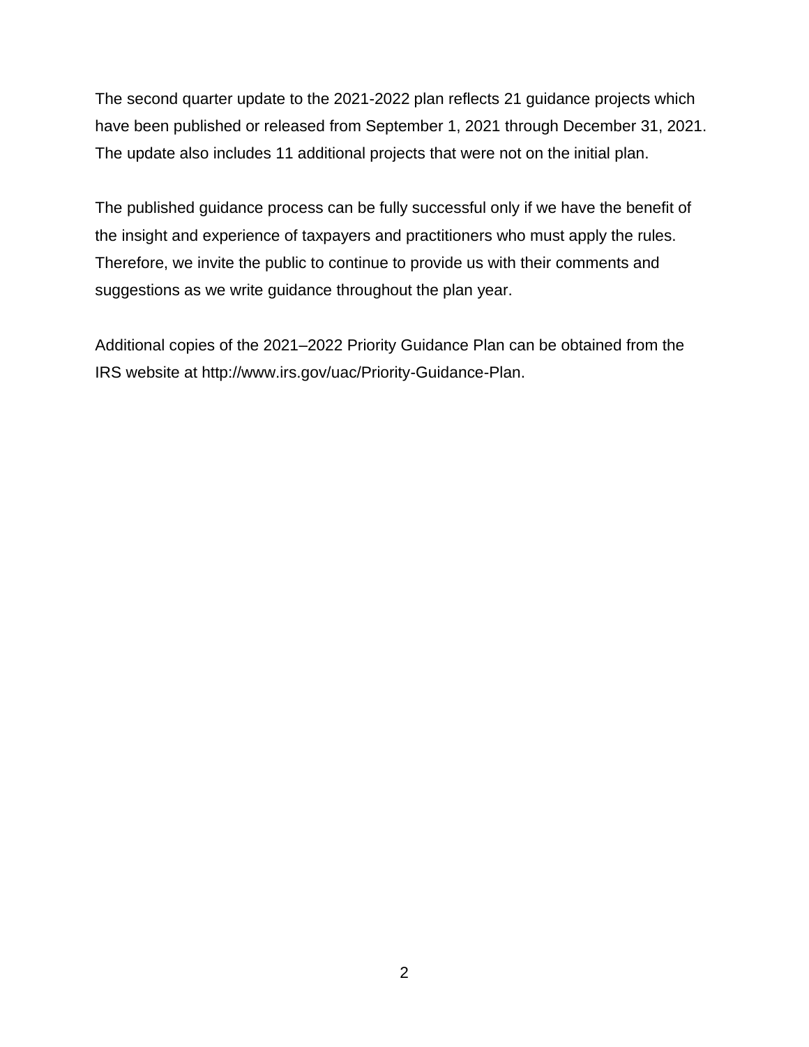The second quarter update to the 2021-2022 plan reflects 21 guidance projects which have been published or released from September 1, 2021 through December 31, 2021. The update also includes 11 additional projects that were not on the initial plan.

The published guidance process can be fully successful only if we have the benefit of the insight and experience of taxpayers and practitioners who must apply the rules. Therefore, we invite the public to continue to provide us with their comments and suggestions as we write guidance throughout the plan year.

Additional copies of the 2021–2022 Priority Guidance Plan can be obtained from the IRS website at http://www.irs.gov/uac/Priority-Guidance-Plan.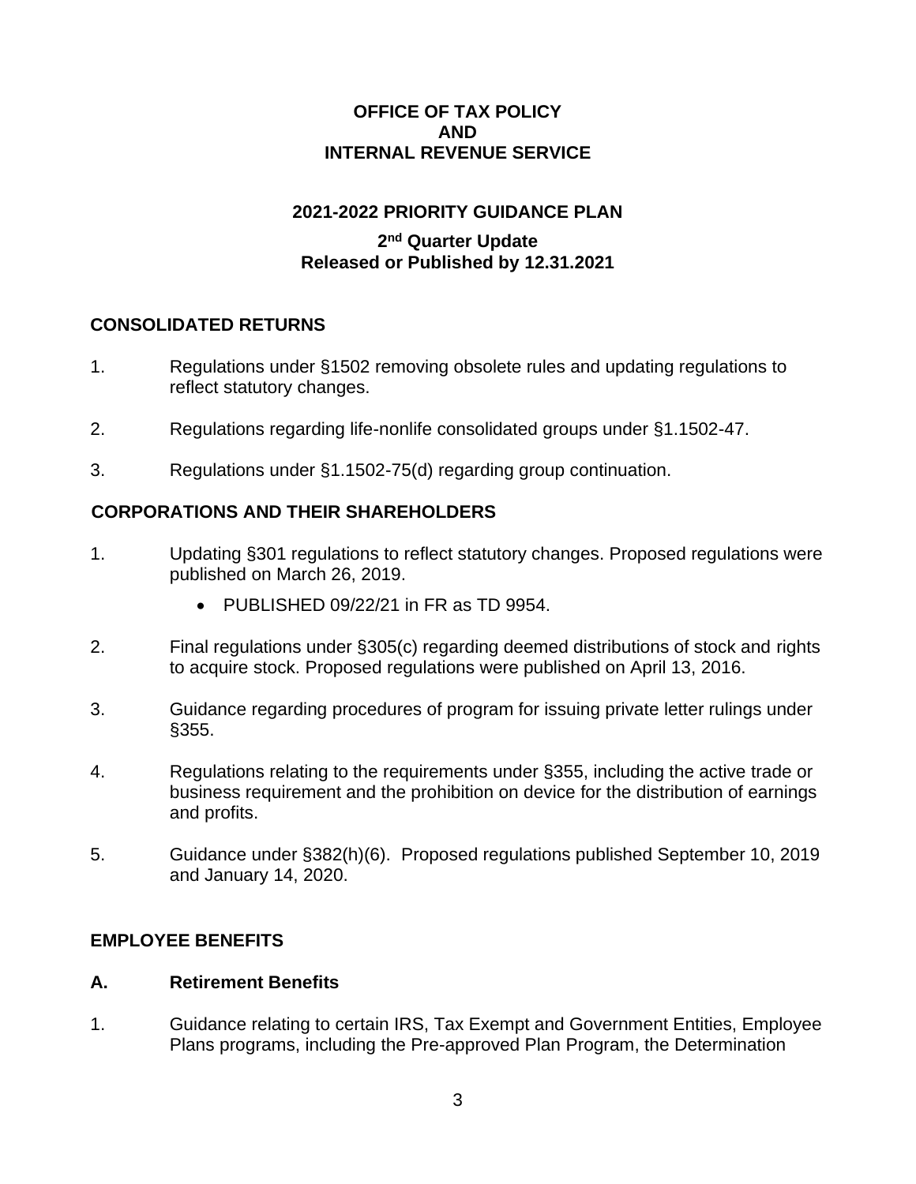**OFFICE OF TAX POLICY**
**AND**
**INTERNAL REVENUE SERVICE**

**2021-2022 PRIORITY GUIDANCE PLAN**

**2nd Quarter Update**
**Released or Published by 12.31.2021**

## CONSOLIDATED RETURNS

1. Regulations under §1502 removing obsolete rules and updating regulations to reflect statutory changes.

2. Regulations regarding life-nonlife consolidated groups under §1.1502-47.

3. Regulations under §1.1502-75(d) regarding group continuation.

## CORPORATIONS AND THEIR SHAREHOLDERS

1. Updating §301 regulations to reflect statutory changes. Proposed regulations were published on March 26, 2019.
   - PUBLISHED 09/22/21 in FR as TD 9954.

2. Final regulations under §305(c) regarding deemed distributions of stock and rights to acquire stock. Proposed regulations were published on April 13, 2016.

3. Guidance regarding procedures of program for issuing private letter rulings under §355.

4. Regulations relating to the requirements under §355, including the active trade or business requirement and the prohibition on device for the distribution of earnings and profits.

5. Guidance under §382(h)(6). Proposed regulations published September 10, 2019 and January 14, 2020.

## EMPLOYEE BENEFITS

### A. Retirement Benefits

1. Guidance relating to certain IRS, Tax Exempt and Government Entities, Employee Plans programs, including the Pre-approved Plan Program, the Determination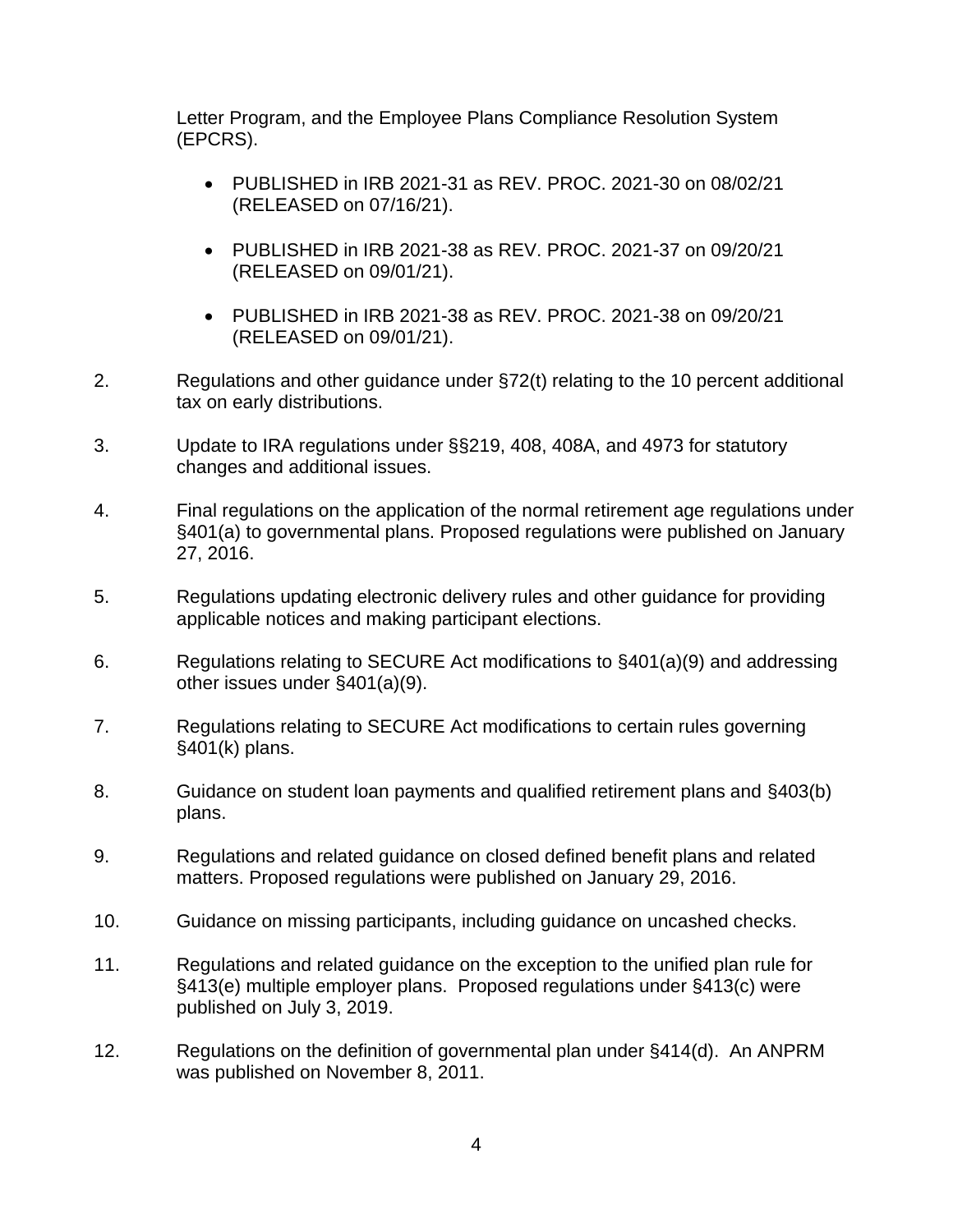Letter Program, and the Employee Plans Compliance Resolution System (EPCRS).

- PUBLISHED in IRB 2021-31 as REV. PROC. 2021-30 on 08/02/21 (RELEASED on 07/16/21).

- PUBLISHED in IRB 2021-38 as REV. PROC. 2021-37 on 09/20/21 (RELEASED on 09/01/21).

- PUBLISHED in IRB 2021-38 as REV. PROC. 2021-38 on 09/20/21 (RELEASED on 09/01/21).

2. Regulations and other guidance under §72(t) relating to the 10 percent additional tax on early distributions.

3. Update to IRA regulations under §§219, 408, 408A, and 4973 for statutory changes and additional issues.

4. Final regulations on the application of the normal retirement age regulations under §401(a) to governmental plans. Proposed regulations were published on January 27, 2016.

5. Regulations updating electronic delivery rules and other guidance for providing applicable notices and making participant elections.

6. Regulations relating to SECURE Act modifications to §401(a)(9) and addressing other issues under §401(a)(9).

7. Regulations relating to SECURE Act modifications to certain rules governing §401(k) plans.

8. Guidance on student loan payments and qualified retirement plans and §403(b) plans.

9. Regulations and related guidance on closed defined benefit plans and related matters. Proposed regulations were published on January 29, 2016.

10. Guidance on missing participants, including guidance on uncashed checks.

11. Regulations and related guidance on the exception to the unified plan rule for §413(e) multiple employer plans. Proposed regulations under §413(c) were published on July 3, 2019.

12. Regulations on the definition of governmental plan under §414(d). An ANPRM was published on November 8, 2011.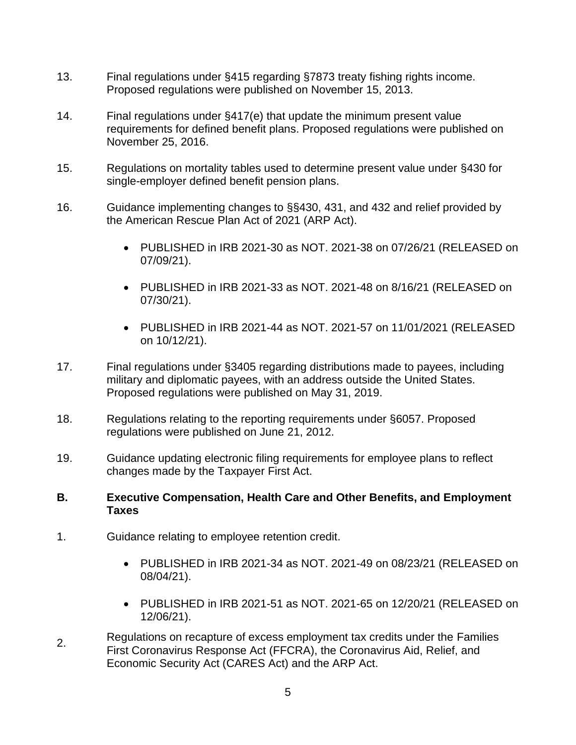13. Final regulations under §415 regarding §7873 treaty fishing rights income. Proposed regulations were published on November 15, 2013.

14. Final regulations under §417(e) that update the minimum present value requirements for defined benefit plans. Proposed regulations were published on November 25, 2016.

15. Regulations on mortality tables used to determine present value under §430 for single-employer defined benefit pension plans.

16. Guidance implementing changes to §§430, 431, and 432 and relief provided by the American Rescue Plan Act of 2021 (ARP Act).

    - PUBLISHED in IRB 2021-30 as NOT. 2021-38 on 07/26/21 (RELEASED on 07/09/21).
    - PUBLISHED in IRB 2021-33 as NOT. 2021-48 on 8/16/21 (RELEASED on 07/30/21).
    - PUBLISHED in IRB 2021-44 as NOT. 2021-57 on 11/01/2021 (RELEASED on 10/12/21).

17. Final regulations under §3405 regarding distributions made to payees, including military and diplomatic payees, with an address outside the United States. Proposed regulations were published on May 31, 2019.

18. Regulations relating to the reporting requirements under §6057. Proposed regulations were published on June 21, 2012.

19. Guidance updating electronic filing requirements for employee plans to reflect changes made by the Taxpayer First Act.

## B. Executive Compensation, Health Care and Other Benefits, and Employment Taxes

1. Guidance relating to employee retention credit.

    - PUBLISHED in IRB 2021-34 as NOT. 2021-49 on 08/23/21 (RELEASED on 08/04/21).
    - PUBLISHED in IRB 2021-51 as NOT. 2021-65 on 12/20/21 (RELEASED on 12/06/21).

2. Regulations on recapture of excess employment tax credits under the Families First Coronavirus Response Act (FFCRA), the Coronavirus Aid, Relief, and Economic Security Act (CARES Act) and the ARP Act.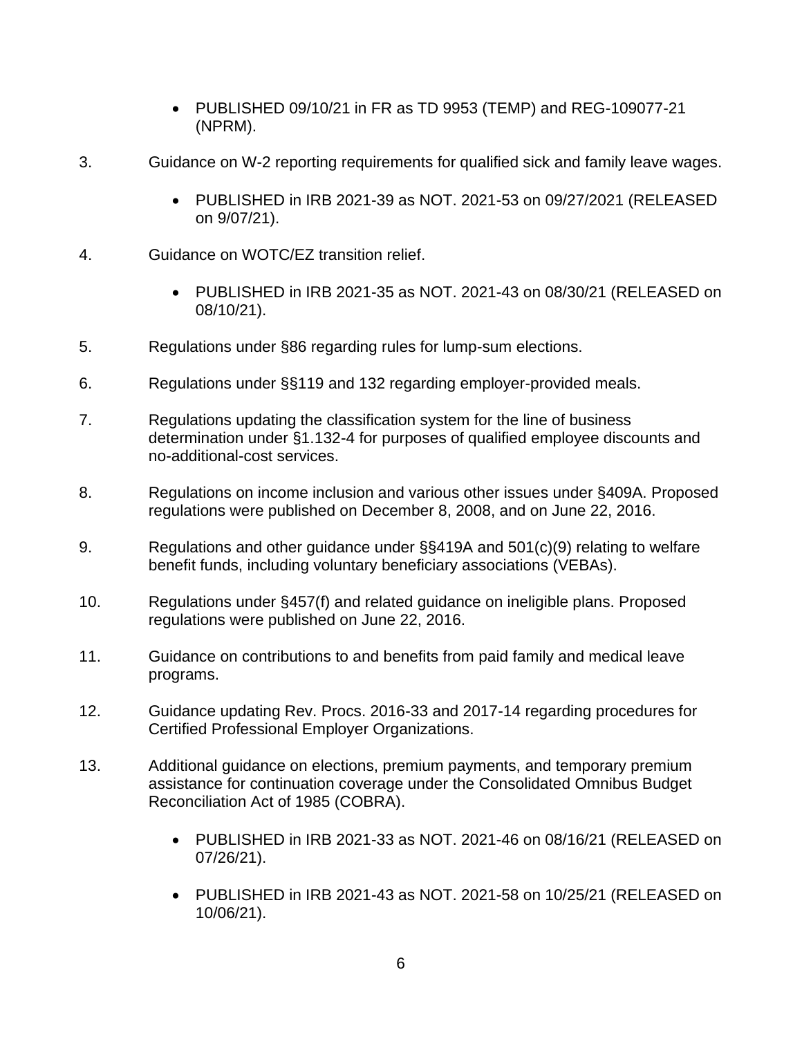- PUBLISHED 09/10/21 in FR as TD 9953 (TEMP) and REG-109077-21 (NPRM).

3. Guidance on W-2 reporting requirements for qualified sick and family leave wages.

    - PUBLISHED in IRB 2021-39 as NOT. 2021-53 on 09/27/2021 (RELEASED on 9/07/21).

4. Guidance on WOTC/EZ transition relief.

    - PUBLISHED in IRB 2021-35 as NOT. 2021-43 on 08/30/21 (RELEASED on 08/10/21).

5. Regulations under §86 regarding rules for lump-sum elections.

6. Regulations under §§119 and 132 regarding employer-provided meals.

7. Regulations updating the classification system for the line of business determination under §1.132-4 for purposes of qualified employee discounts and no-additional-cost services.

8. Regulations on income inclusion and various other issues under §409A. Proposed regulations were published on December 8, 2008, and on June 22, 2016.

9. Regulations and other guidance under §§419A and 501(c)(9) relating to welfare benefit funds, including voluntary beneficiary associations (VEBAs).

10. Regulations under §457(f) and related guidance on ineligible plans. Proposed regulations were published on June 22, 2016.

11. Guidance on contributions to and benefits from paid family and medical leave programs.

12. Guidance updating Rev. Procs. 2016-33 and 2017-14 regarding procedures for Certified Professional Employer Organizations.

13. Additional guidance on elections, premium payments, and temporary premium assistance for continuation coverage under the Consolidated Omnibus Budget Reconciliation Act of 1985 (COBRA).

    - PUBLISHED in IRB 2021-33 as NOT. 2021-46 on 08/16/21 (RELEASED on 07/26/21).

    - PUBLISHED in IRB 2021-43 as NOT. 2021-58 on 10/25/21 (RELEASED on 10/06/21).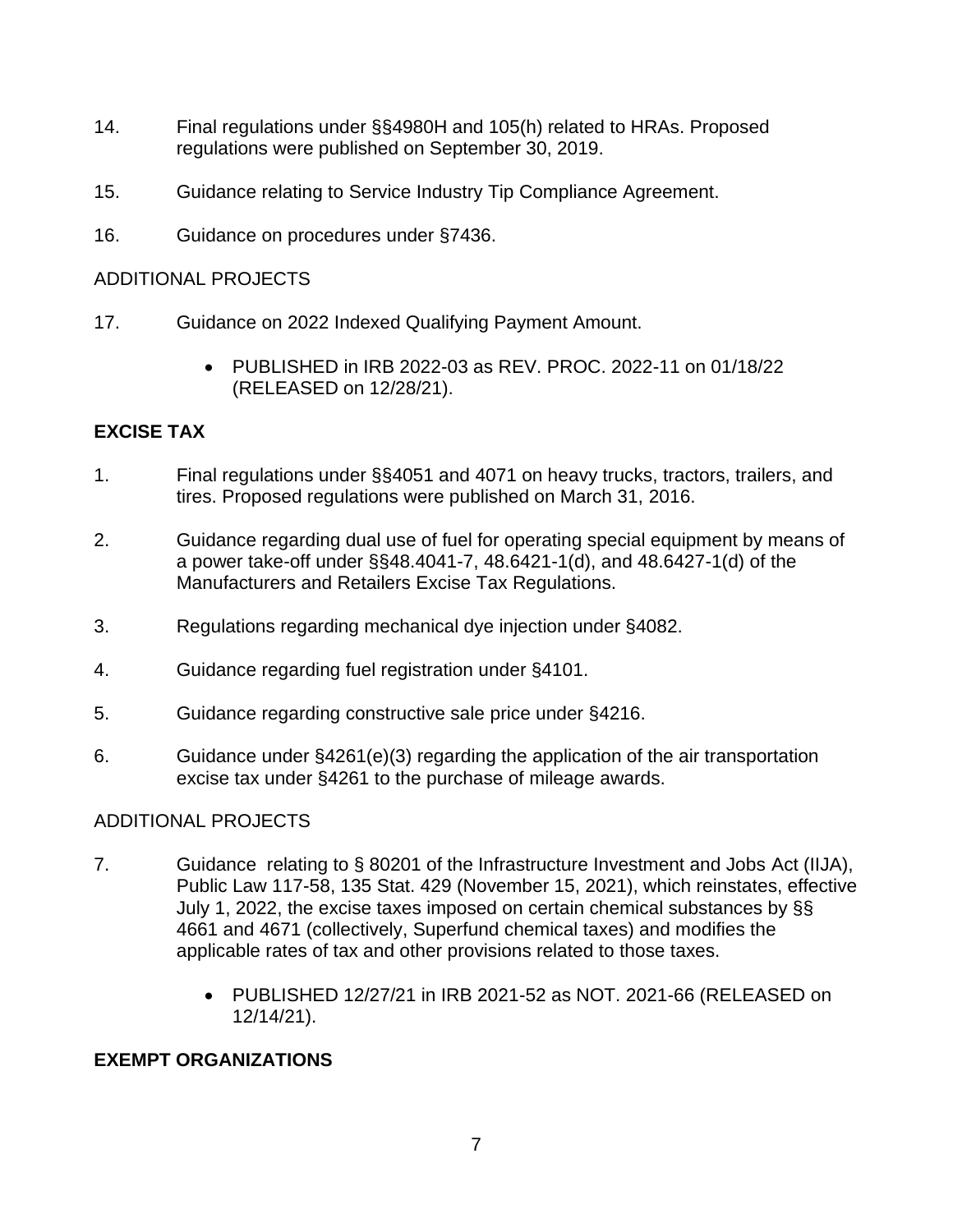14. Final regulations under §§4980H and 105(h) related to HRAs. Proposed regulations were published on September 30, 2019.

15. Guidance relating to Service Industry Tip Compliance Agreement.

16. Guidance on procedures under §7436.

ADDITIONAL PROJECTS

17. Guidance on 2022 Indexed Qualifying Payment Amount.

    - PUBLISHED in IRB 2022-03 as REV. PROC. 2022-11 on 01/18/22 (RELEASED on 12/28/21).

## EXCISE TAX

1. Final regulations under §§4051 and 4071 on heavy trucks, tractors, trailers, and tires. Proposed regulations were published on March 31, 2016.

2. Guidance regarding dual use of fuel for operating special equipment by means of a power take-off under §§48.4041-7, 48.6421-1(d), and 48.6427-1(d) of the Manufacturers and Retailers Excise Tax Regulations.

3. Regulations regarding mechanical dye injection under §4082.

4. Guidance regarding fuel registration under §4101.

5. Guidance regarding constructive sale price under §4216.

6. Guidance under §4261(e)(3) regarding the application of the air transportation excise tax under §4261 to the purchase of mileage awards.

ADDITIONAL PROJECTS

7. Guidance relating to § 80201 of the Infrastructure Investment and Jobs Act (IIJA), Public Law 117-58, 135 Stat. 429 (November 15, 2021), which reinstates, effective July 1, 2022, the excise taxes imposed on certain chemical substances by §§ 4661 and 4671 (collectively, Superfund chemical taxes) and modifies the applicable rates of tax and other provisions related to those taxes.

    - PUBLISHED 12/27/21 in IRB 2021-52 as NOT. 2021-66 (RELEASED on 12/14/21).

## EXEMPT ORGANIZATIONS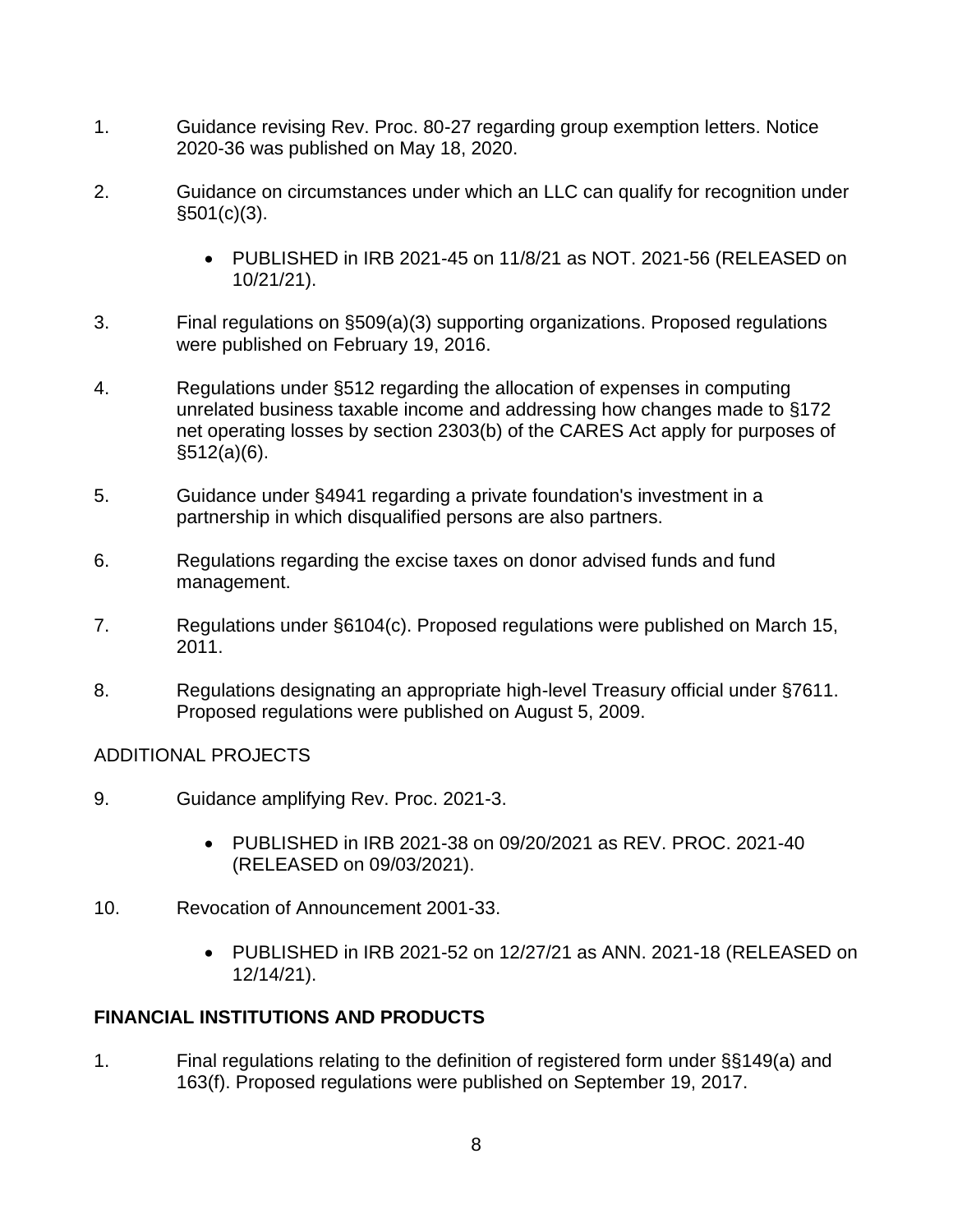1. Guidance revising Rev. Proc. 80-27 regarding group exemption letters. Notice 2020-36 was published on May 18, 2020.

2. Guidance on circumstances under which an LLC can qualify for recognition under §501(c)(3).

   - PUBLISHED in IRB 2021-45 on 11/8/21 as NOT. 2021-56 (RELEASED on 10/21/21).

3. Final regulations on §509(a)(3) supporting organizations. Proposed regulations were published on February 19, 2016.

4. Regulations under §512 regarding the allocation of expenses in computing unrelated business taxable income and addressing how changes made to §172 net operating losses by section 2303(b) of the CARES Act apply for purposes of §512(a)(6).

5. Guidance under §4941 regarding a private foundation's investment in a partnership in which disqualified persons are also partners.

6. Regulations regarding the excise taxes on donor advised funds and fund management.

7. Regulations under §6104(c). Proposed regulations were published on March 15, 2011.

8. Regulations designating an appropriate high-level Treasury official under §7611. Proposed regulations were published on August 5, 2009.

ADDITIONAL PROJECTS

9. Guidance amplifying Rev. Proc. 2021-3.

   - PUBLISHED in IRB 2021-38 on 09/20/2021 as REV. PROC. 2021-40 (RELEASED on 09/03/2021).

10. Revocation of Announcement 2001-33.

    - PUBLISHED in IRB 2021-52 on 12/27/21 as ANN. 2021-18 (RELEASED on 12/14/21).

## FINANCIAL INSTITUTIONS AND PRODUCTS

1. Final regulations relating to the definition of registered form under §§149(a) and 163(f). Proposed regulations were published on September 19, 2017.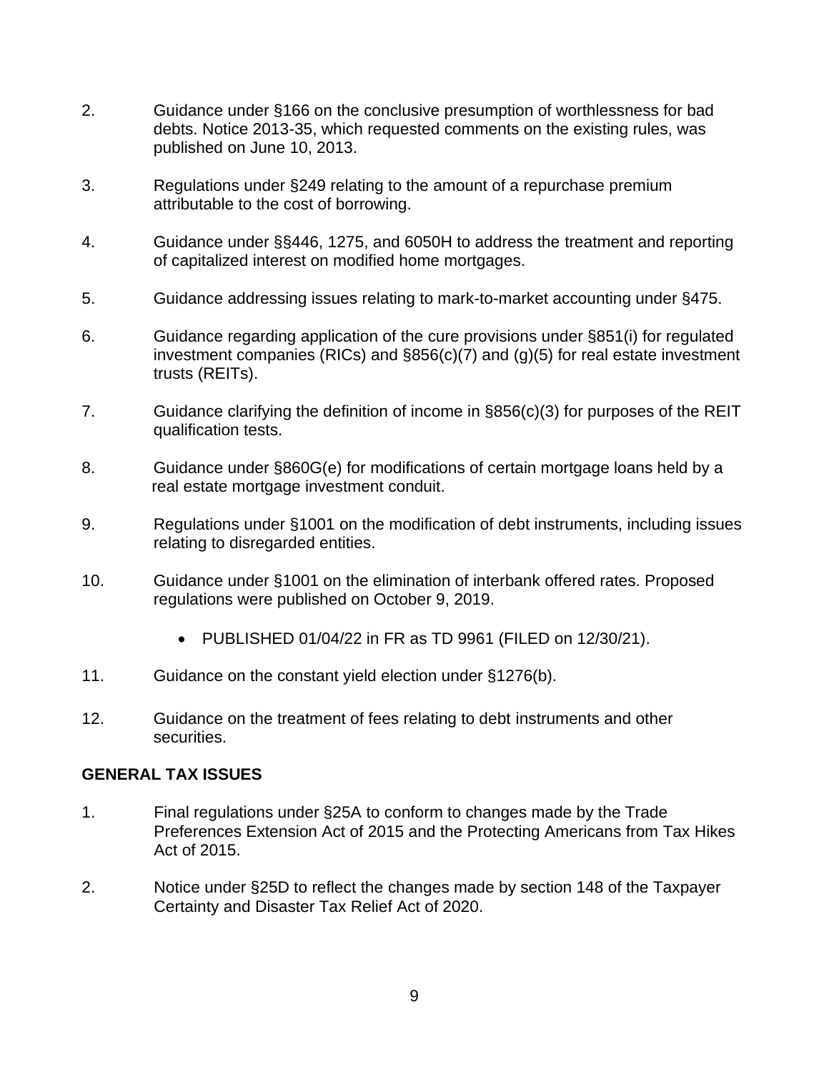2. Guidance under §166 on the conclusive presumption of worthlessness for bad debts. Notice 2013-35, which requested comments on the existing rules, was published on June 10, 2013.

3. Regulations under §249 relating to the amount of a repurchase premium attributable to the cost of borrowing.

4. Guidance under §§446, 1275, and 6050H to address the treatment and reporting of capitalized interest on modified home mortgages.

5. Guidance addressing issues relating to mark-to-market accounting under §475.

6. Guidance regarding application of the cure provisions under §851(i) for regulated investment companies (RICs) and §856(c)(7) and (g)(5) for real estate investment trusts (REITs).

7. Guidance clarifying the definition of income in §856(c)(3) for purposes of the REIT qualification tests.

8. Guidance under §860G(e) for modifications of certain mortgage loans held by a real estate mortgage investment conduit.

9. Regulations under §1001 on the modification of debt instruments, including issues relating to disregarded entities.

10. Guidance under §1001 on the elimination of interbank offered rates. Proposed regulations were published on October 9, 2019.

    - PUBLISHED 01/04/22 in FR as TD 9961 (FILED on 12/30/21).

11. Guidance on the constant yield election under §1276(b).

12. Guidance on the treatment of fees relating to debt instruments and other securities.

## GENERAL TAX ISSUES

1. Final regulations under §25A to conform to changes made by the Trade Preferences Extension Act of 2015 and the Protecting Americans from Tax Hikes Act of 2015.

2. Notice under §25D to reflect the changes made by section 148 of the Taxpayer Certainty and Disaster Tax Relief Act of 2020.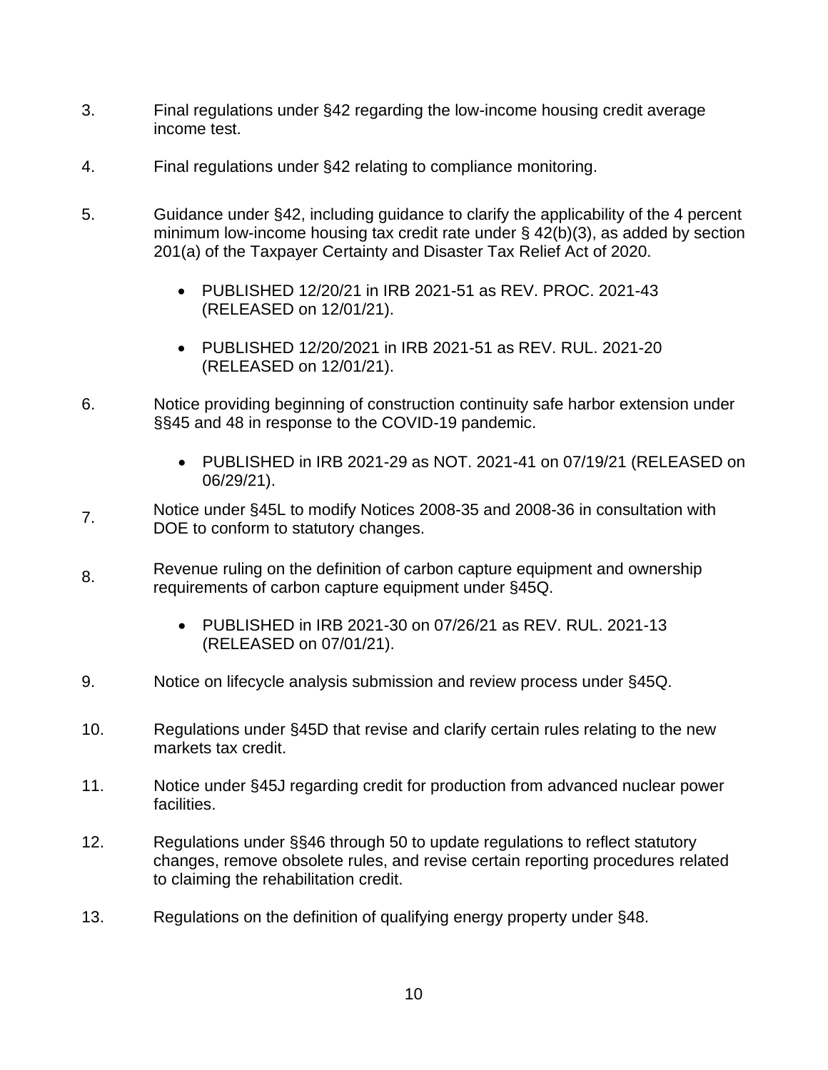3. Final regulations under §42 regarding the low-income housing credit average income test.

4. Final regulations under §42 relating to compliance monitoring.

5. Guidance under §42, including guidance to clarify the applicability of the 4 percent minimum low-income housing tax credit rate under § 42(b)(3), as added by section 201(a) of the Taxpayer Certainty and Disaster Tax Relief Act of 2020.

    - PUBLISHED 12/20/21 in IRB 2021-51 as REV. PROC. 2021-43 (RELEASED on 12/01/21).

    - PUBLISHED 12/20/2021 in IRB 2021-51 as REV. RUL. 2021-20 (RELEASED on 12/01/21).

6. Notice providing beginning of construction continuity safe harbor extension under §§45 and 48 in response to the COVID-19 pandemic.

    - PUBLISHED in IRB 2021-29 as NOT. 2021-41 on 07/19/21 (RELEASED on 06/29/21).

7. Notice under §45L to modify Notices 2008-35 and 2008-36 in consultation with DOE to conform to statutory changes.

8. Revenue ruling on the definition of carbon capture equipment and ownership requirements of carbon capture equipment under §45Q.

    - PUBLISHED in IRB 2021-30 on 07/26/21 as REV. RUL. 2021-13 (RELEASED on 07/01/21).

9. Notice on lifecycle analysis submission and review process under §45Q.

10. Regulations under §45D that revise and clarify certain rules relating to the new markets tax credit.

11. Notice under §45J regarding credit for production from advanced nuclear power facilities.

12. Regulations under §§46 through 50 to update regulations to reflect statutory changes, remove obsolete rules, and revise certain reporting procedures related to claiming the rehabilitation credit.

13. Regulations on the definition of qualifying energy property under §48.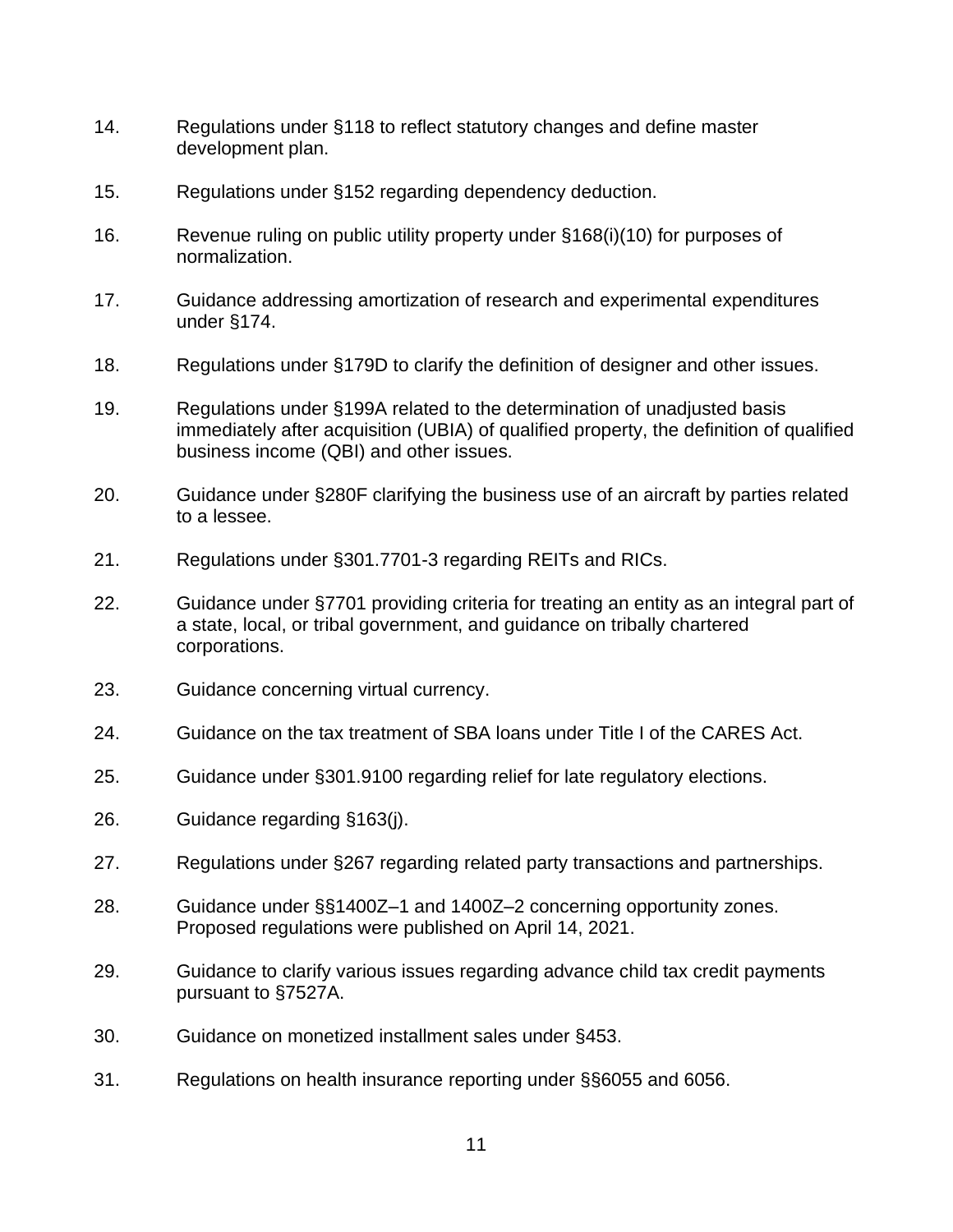14. Regulations under §118 to reflect statutory changes and define master development plan.

15. Regulations under §152 regarding dependency deduction.

16. Revenue ruling on public utility property under §168(i)(10) for purposes of normalization.

17. Guidance addressing amortization of research and experimental expenditures under §174.

18. Regulations under §179D to clarify the definition of designer and other issues.

19. Regulations under §199A related to the determination of unadjusted basis immediately after acquisition (UBIA) of qualified property, the definition of qualified business income (QBI) and other issues.

20. Guidance under §280F clarifying the business use of an aircraft by parties related to a lessee.

21. Regulations under §301.7701-3 regarding REITs and RICs.

22. Guidance under §7701 providing criteria for treating an entity as an integral part of a state, local, or tribal government, and guidance on tribally chartered corporations.

23. Guidance concerning virtual currency.

24. Guidance on the tax treatment of SBA loans under Title I of the CARES Act.

25. Guidance under §301.9100 regarding relief for late regulatory elections.

26. Guidance regarding §163(j).

27. Regulations under §267 regarding related party transactions and partnerships.

28. Guidance under §§1400Z–1 and 1400Z–2 concerning opportunity zones. Proposed regulations were published on April 14, 2021.

29. Guidance to clarify various issues regarding advance child tax credit payments pursuant to §7527A.

30. Guidance on monetized installment sales under §453.

31. Regulations on health insurance reporting under §§6055 and 6056.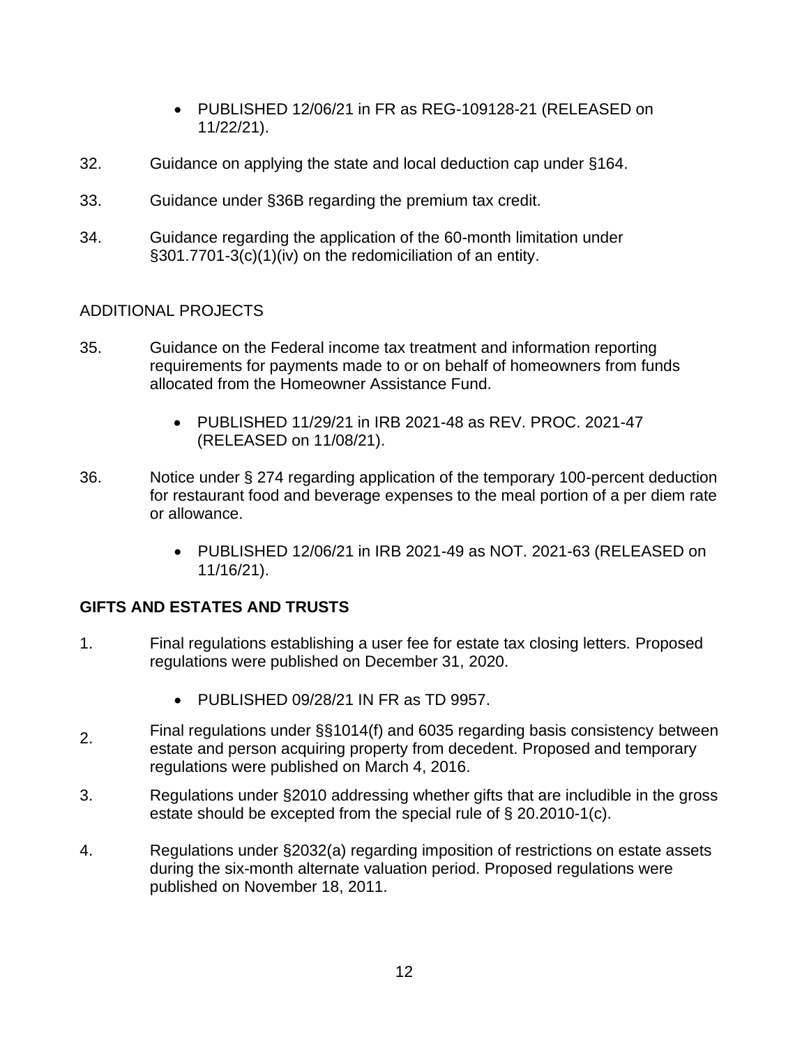- PUBLISHED 12/06/21 in FR as REG-109128-21 (RELEASED on 11/22/21).

32. Guidance on applying the state and local deduction cap under §164.

33. Guidance under §36B regarding the premium tax credit.

34. Guidance regarding the application of the 60-month limitation under §301.7701-3(c)(1)(iv) on the redomiciliation of an entity.

ADDITIONAL PROJECTS

35. Guidance on the Federal income tax treatment and information reporting requirements for payments made to or on behalf of homeowners from funds allocated from the Homeowner Assistance Fund.

    - PUBLISHED 11/29/21 in IRB 2021-48 as REV. PROC. 2021-47 (RELEASED on 11/08/21).

36. Notice under § 274 regarding application of the temporary 100-percent deduction for restaurant food and beverage expenses to the meal portion of a per diem rate or allowance.

    - PUBLISHED 12/06/21 in IRB 2021-49 as NOT. 2021-63 (RELEASED on 11/16/21).

**GIFTS AND ESTATES AND TRUSTS**

1. Final regulations establishing a user fee for estate tax closing letters. Proposed regulations were published on December 31, 2020.

    - PUBLISHED 09/28/21 IN FR as TD 9957.

2. Final regulations under §§1014(f) and 6035 regarding basis consistency between estate and person acquiring property from decedent. Proposed and temporary regulations were published on March 4, 2016.

3. Regulations under §2010 addressing whether gifts that are includible in the gross estate should be excepted from the special rule of § 20.2010-1(c).

4. Regulations under §2032(a) regarding imposition of restrictions on estate assets during the six-month alternate valuation period. Proposed regulations were published on November 18, 2011.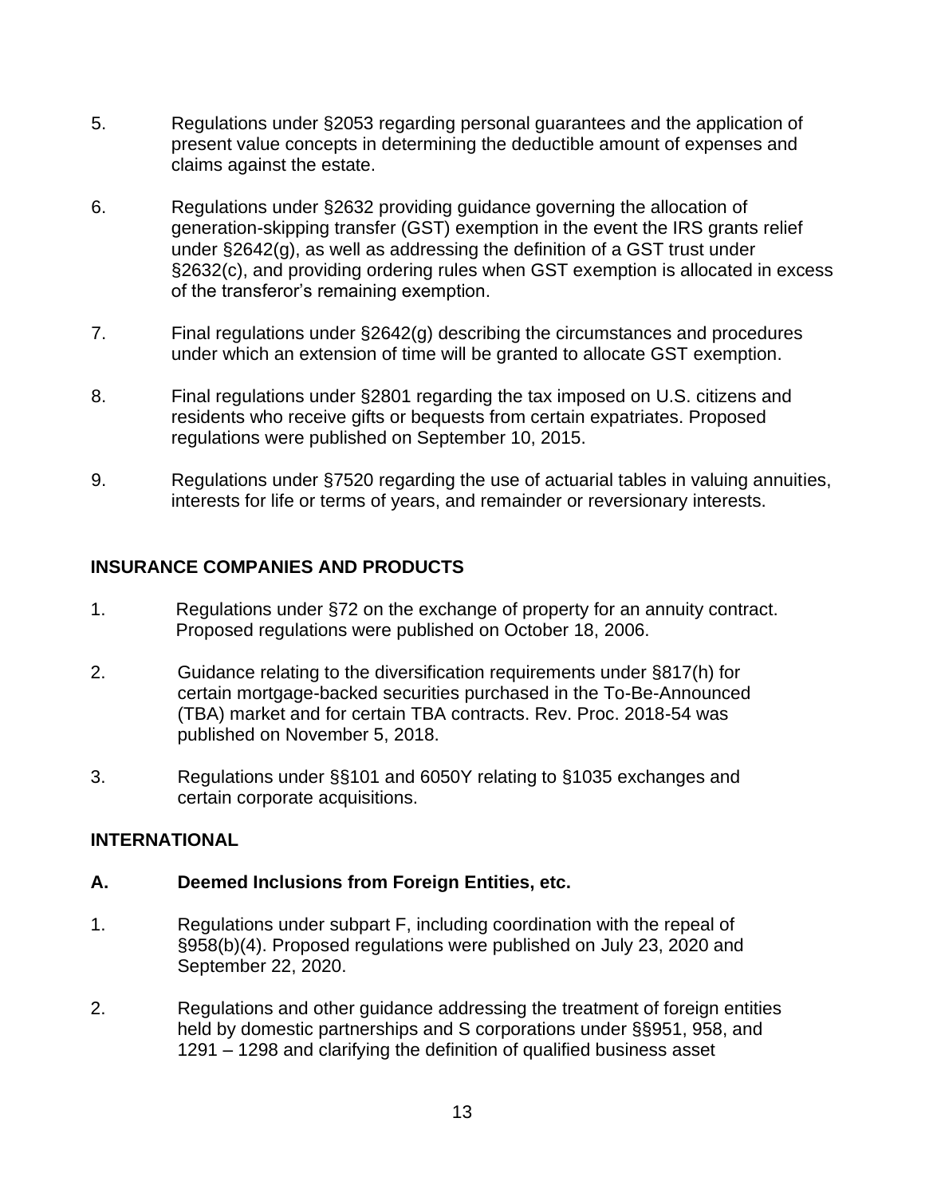5. Regulations under §2053 regarding personal guarantees and the application of present value concepts in determining the deductible amount of expenses and claims against the estate.

6. Regulations under §2632 providing guidance governing the allocation of generation-skipping transfer (GST) exemption in the event the IRS grants relief under §2642(g), as well as addressing the definition of a GST trust under §2632(c), and providing ordering rules when GST exemption is allocated in excess of the transferor's remaining exemption.

7. Final regulations under §2642(g) describing the circumstances and procedures under which an extension of time will be granted to allocate GST exemption.

8. Final regulations under §2801 regarding the tax imposed on U.S. citizens and residents who receive gifts or bequests from certain expatriates. Proposed regulations were published on September 10, 2015.

9. Regulations under §7520 regarding the use of actuarial tables in valuing annuities, interests for life or terms of years, and remainder or reversionary interests.

## INSURANCE COMPANIES AND PRODUCTS

1. Regulations under §72 on the exchange of property for an annuity contract. Proposed regulations were published on October 18, 2006.

2. Guidance relating to the diversification requirements under §817(h) for certain mortgage-backed securities purchased in the To-Be-Announced (TBA) market and for certain TBA contracts. Rev. Proc. 2018-54 was published on November 5, 2018.

3. Regulations under §§101 and 6050Y relating to §1035 exchanges and certain corporate acquisitions.

## INTERNATIONAL

### A. Deemed Inclusions from Foreign Entities, etc.

1. Regulations under subpart F, including coordination with the repeal of §958(b)(4). Proposed regulations were published on July 23, 2020 and September 22, 2020.

2. Regulations and other guidance addressing the treatment of foreign entities held by domestic partnerships and S corporations under §§951, 958, and 1291 – 1298 and clarifying the definition of qualified business asset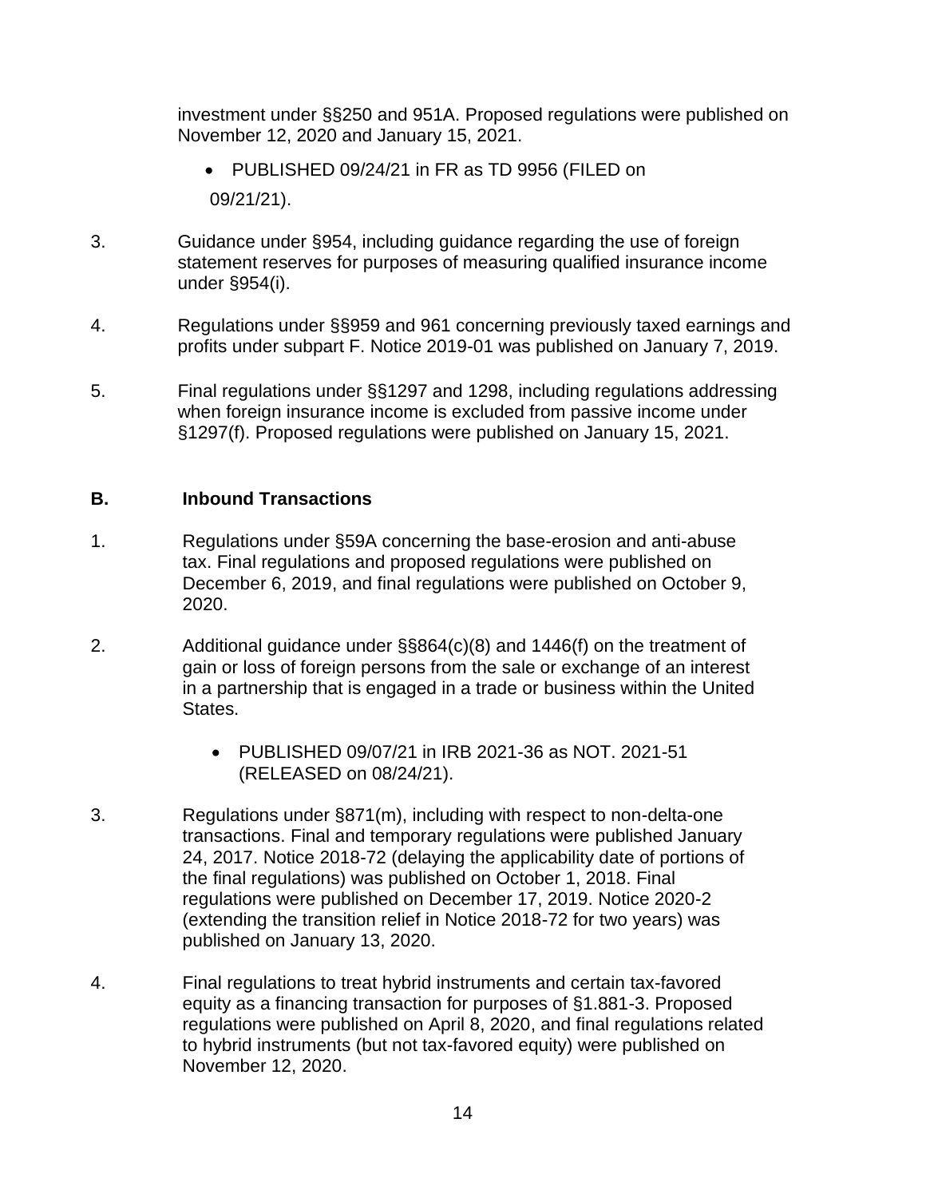investment under §§250 and 951A. Proposed regulations were published on November 12, 2020 and January 15, 2021.

- PUBLISHED 09/24/21 in FR as TD 9956 (FILED on 09/21/21).

3. Guidance under §954, including guidance regarding the use of foreign statement reserves for purposes of measuring qualified insurance income under §954(i).

4. Regulations under §§959 and 961 concerning previously taxed earnings and profits under subpart F. Notice 2019-01 was published on January 7, 2019.

5. Final regulations under §§1297 and 1298, including regulations addressing when foreign insurance income is excluded from passive income under §1297(f). Proposed regulations were published on January 15, 2021.

## B. Inbound Transactions

1. Regulations under §59A concerning the base-erosion and anti-abuse tax. Final regulations and proposed regulations were published on December 6, 2019, and final regulations were published on October 9, 2020.

2. Additional guidance under §§864(c)(8) and 1446(f) on the treatment of gain or loss of foreign persons from the sale or exchange of an interest in a partnership that is engaged in a trade or business within the United States.

   - PUBLISHED 09/07/21 in IRB 2021-36 as NOT. 2021-51 (RELEASED on 08/24/21).

3. Regulations under §871(m), including with respect to non-delta-one transactions. Final and temporary regulations were published January 24, 2017. Notice 2018-72 (delaying the applicability date of portions of the final regulations) was published on October 1, 2018. Final regulations were published on December 17, 2019. Notice 2020-2 (extending the transition relief in Notice 2018-72 for two years) was published on January 13, 2020.

4. Final regulations to treat hybrid instruments and certain tax-favored equity as a financing transaction for purposes of §1.881-3. Proposed regulations were published on April 8, 2020, and final regulations related to hybrid instruments (but not tax-favored equity) were published on November 12, 2020.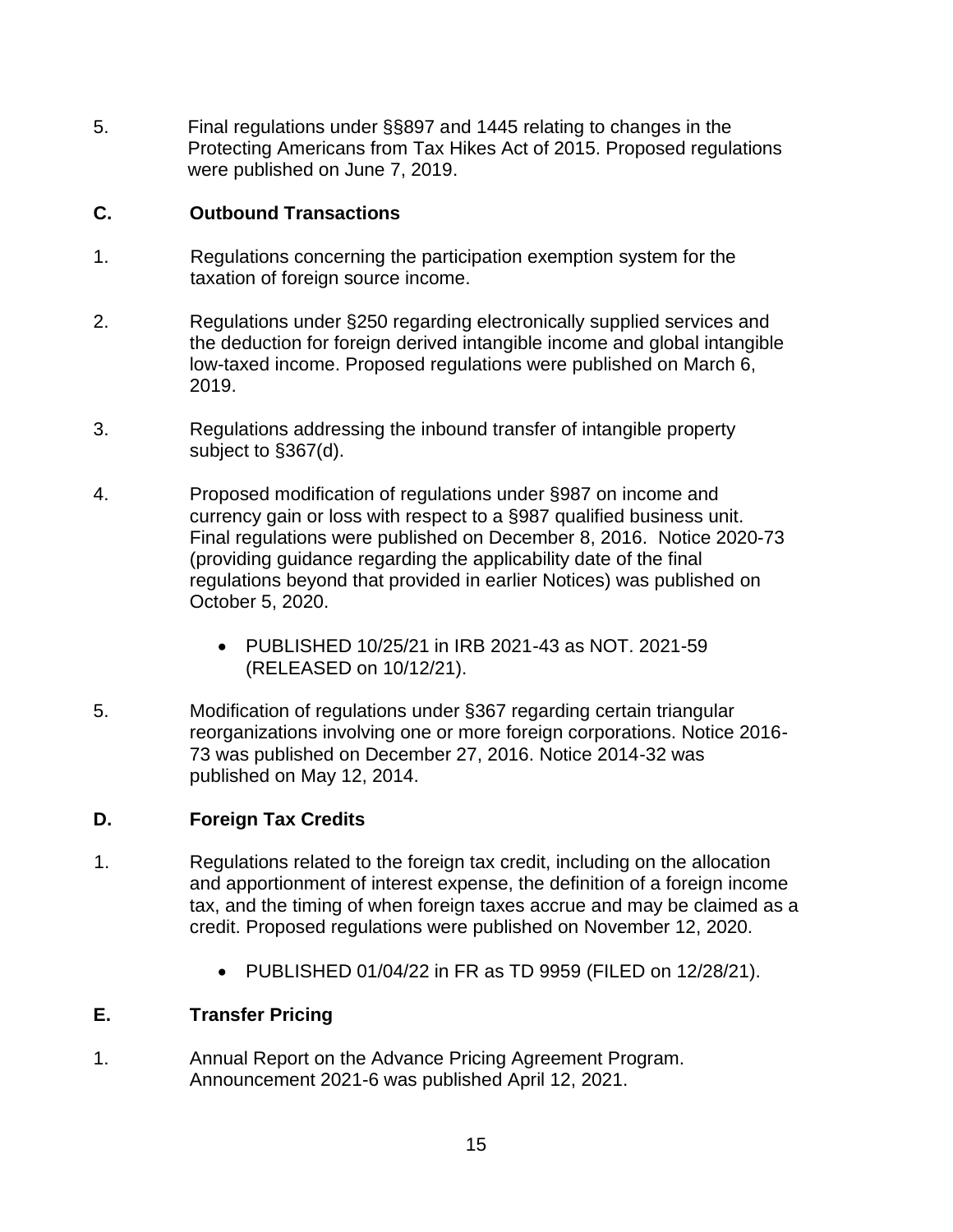5. Final regulations under §§897 and 1445 relating to changes in the Protecting Americans from Tax Hikes Act of 2015. Proposed regulations were published on June 7, 2019.

## C. Outbound Transactions

1. Regulations concerning the participation exemption system for the taxation of foreign source income.

2. Regulations under §250 regarding electronically supplied services and the deduction for foreign derived intangible income and global intangible low-taxed income. Proposed regulations were published on March 6, 2019.

3. Regulations addressing the inbound transfer of intangible property subject to §367(d).

4. Proposed modification of regulations under §987 on income and currency gain or loss with respect to a §987 qualified business unit. Final regulations were published on December 8, 2016. Notice 2020-73 (providing guidance regarding the applicability date of the final regulations beyond that provided in earlier Notices) was published on October 5, 2020.

   - PUBLISHED 10/25/21 in IRB 2021-43 as NOT. 2021-59 (RELEASED on 10/12/21).

5. Modification of regulations under §367 regarding certain triangular reorganizations involving one or more foreign corporations. Notice 2016-73 was published on December 27, 2016. Notice 2014-32 was published on May 12, 2014.

## D. Foreign Tax Credits

1. Regulations related to the foreign tax credit, including on the allocation and apportionment of interest expense, the definition of a foreign income tax, and the timing of when foreign taxes accrue and may be claimed as a credit. Proposed regulations were published on November 12, 2020.

   - PUBLISHED 01/04/22 in FR as TD 9959 (FILED on 12/28/21).

## E. Transfer Pricing

1. Annual Report on the Advance Pricing Agreement Program. Announcement 2021-6 was published April 12, 2021.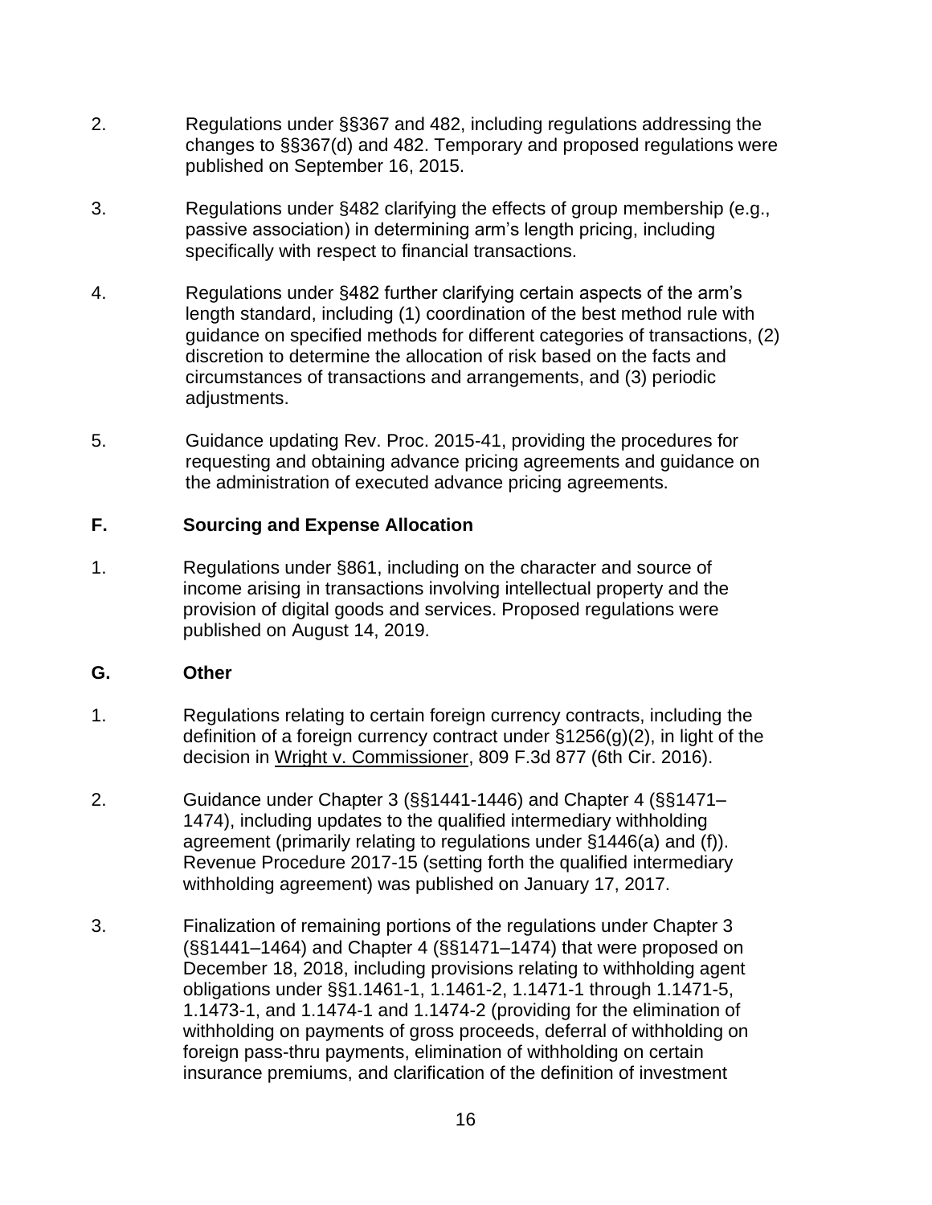2. Regulations under §§367 and 482, including regulations addressing the changes to §§367(d) and 482. Temporary and proposed regulations were published on September 16, 2015.

3. Regulations under §482 clarifying the effects of group membership (e.g., passive association) in determining arm's length pricing, including specifically with respect to financial transactions.

4. Regulations under §482 further clarifying certain aspects of the arm's length standard, including (1) coordination of the best method rule with guidance on specified methods for different categories of transactions, (2) discretion to determine the allocation of risk based on the facts and circumstances of transactions and arrangements, and (3) periodic adjustments.

5. Guidance updating Rev. Proc. 2015-41, providing the procedures for requesting and obtaining advance pricing agreements and guidance on the administration of executed advance pricing agreements.

## F. Sourcing and Expense Allocation

1. Regulations under §861, including on the character and source of income arising in transactions involving intellectual property and the provision of digital goods and services. Proposed regulations were published on August 14, 2019.

## G. Other

1. Regulations relating to certain foreign currency contracts, including the definition of a foreign currency contract under §1256(g)(2), in light of the decision in Wright v. Commissioner, 809 F.3d 877 (6th Cir. 2016).

2. Guidance under Chapter 3 (§§1441-1446) and Chapter 4 (§§1471–1474), including updates to the qualified intermediary withholding agreement (primarily relating to regulations under §1446(a) and (f)). Revenue Procedure 2017-15 (setting forth the qualified intermediary withholding agreement) was published on January 17, 2017.

3. Finalization of remaining portions of the regulations under Chapter 3 (§§1441–1464) and Chapter 4 (§§1471–1474) that were proposed on December 18, 2018, including provisions relating to withholding agent obligations under §§1.1461-1, 1.1461-2, 1.1471-1 through 1.1471-5, 1.1473-1, and 1.1474-1 and 1.1474-2 (providing for the elimination of withholding on payments of gross proceeds, deferral of withholding on foreign pass-thru payments, elimination of withholding on certain insurance premiums, and clarification of the definition of investment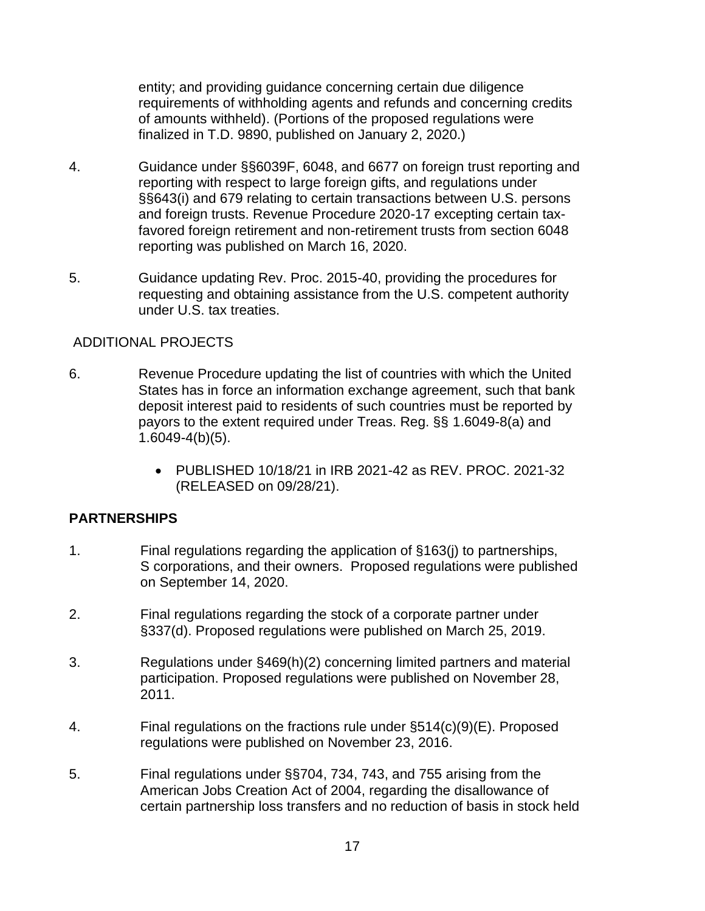entity; and providing guidance concerning certain due diligence requirements of withholding agents and refunds and concerning credits of amounts withheld). (Portions of the proposed regulations were finalized in T.D. 9890, published on January 2, 2020.)

4. Guidance under §§6039F, 6048, and 6677 on foreign trust reporting and reporting with respect to large foreign gifts, and regulations under §§643(i) and 679 relating to certain transactions between U.S. persons and foreign trusts. Revenue Procedure 2020-17 excepting certain tax-favored foreign retirement and non-retirement trusts from section 6048 reporting was published on March 16, 2020.

5. Guidance updating Rev. Proc. 2015-40, providing the procedures for requesting and obtaining assistance from the U.S. competent authority under U.S. tax treaties.

ADDITIONAL PROJECTS

6. Revenue Procedure updating the list of countries with which the United States has in force an information exchange agreement, such that bank deposit interest paid to residents of such countries must be reported by payors to the extent required under Treas. Reg. §§ 1.6049-8(a) and 1.6049-4(b)(5).
   - PUBLISHED 10/18/21 in IRB 2021-42 as REV. PROC. 2021-32 (RELEASED on 09/28/21).

**PARTNERSHIPS**

1. Final regulations regarding the application of §163(j) to partnerships, S corporations, and their owners. Proposed regulations were published on September 14, 2020.

2. Final regulations regarding the stock of a corporate partner under §337(d). Proposed regulations were published on March 25, 2019.

3. Regulations under §469(h)(2) concerning limited partners and material participation. Proposed regulations were published on November 28, 2011.

4. Final regulations on the fractions rule under §514(c)(9)(E). Proposed regulations were published on November 23, 2016.

5. Final regulations under §§704, 734, 743, and 755 arising from the American Jobs Creation Act of 2004, regarding the disallowance of certain partnership loss transfers and no reduction of basis in stock held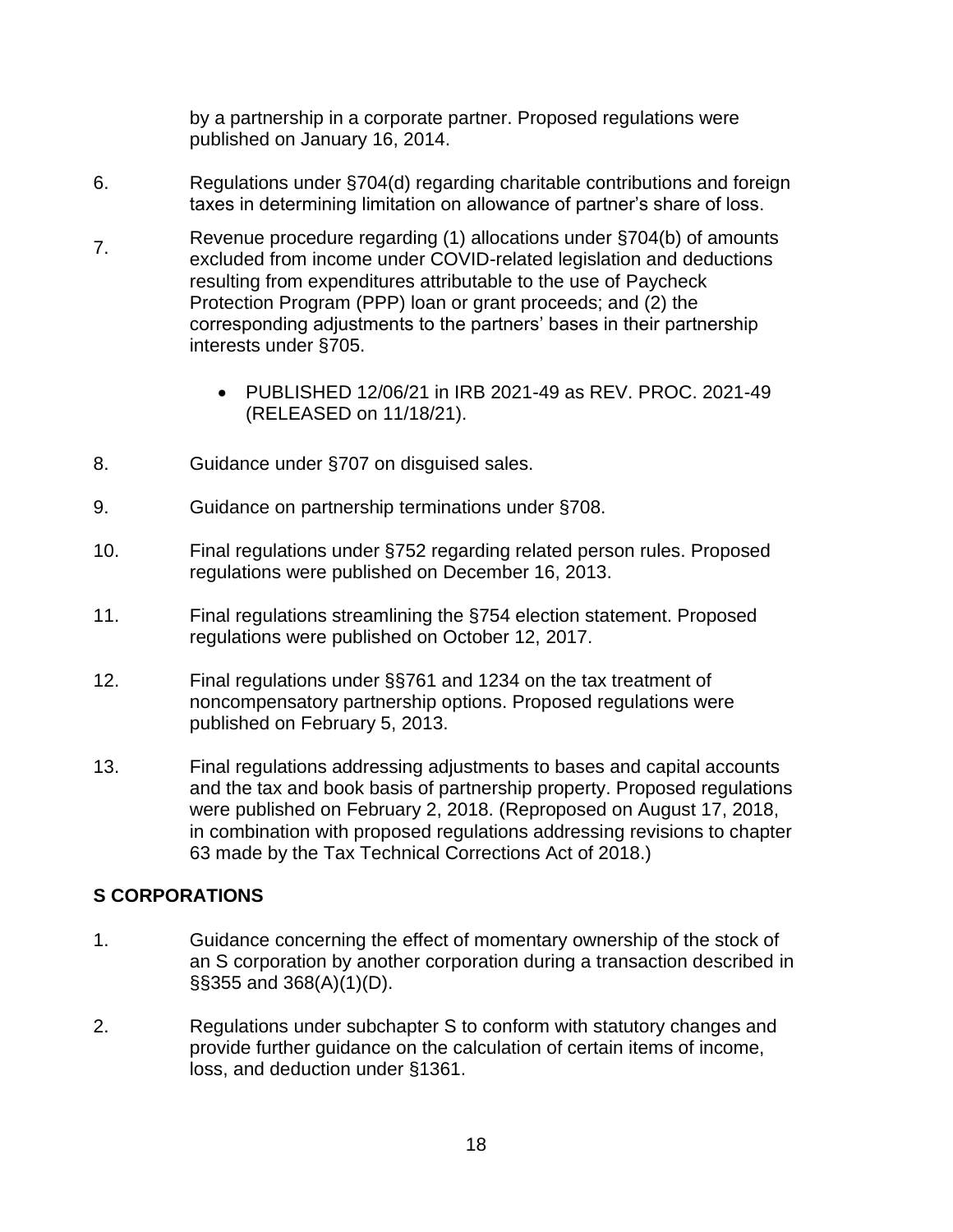by a partnership in a corporate partner. Proposed regulations were published on January 16, 2014.

6. Regulations under §704(d) regarding charitable contributions and foreign taxes in determining limitation on allowance of partner's share of loss.

7. Revenue procedure regarding (1) allocations under §704(b) of amounts excluded from income under COVID-related legislation and deductions resulting from expenditures attributable to the use of Paycheck Protection Program (PPP) loan or grant proceeds; and (2) the corresponding adjustments to the partners' bases in their partnership interests under §705.

   - PUBLISHED 12/06/21 in IRB 2021-49 as REV. PROC. 2021-49 (RELEASED on 11/18/21).

8. Guidance under §707 on disguised sales.

9. Guidance on partnership terminations under §708.

10. Final regulations under §752 regarding related person rules. Proposed regulations were published on December 16, 2013.

11. Final regulations streamlining the §754 election statement. Proposed regulations were published on October 12, 2017.

12. Final regulations under §§761 and 1234 on the tax treatment of noncompensatory partnership options. Proposed regulations were published on February 5, 2013.

13. Final regulations addressing adjustments to bases and capital accounts and the tax and book basis of partnership property. Proposed regulations were published on February 2, 2018. (Reproposed on August 17, 2018, in combination with proposed regulations addressing revisions to chapter 63 made by the Tax Technical Corrections Act of 2018.)

**S CORPORATIONS**

1. Guidance concerning the effect of momentary ownership of the stock of an S corporation by another corporation during a transaction described in §§355 and 368(A)(1)(D).

2. Regulations under subchapter S to conform with statutory changes and provide further guidance on the calculation of certain items of income, loss, and deduction under §1361.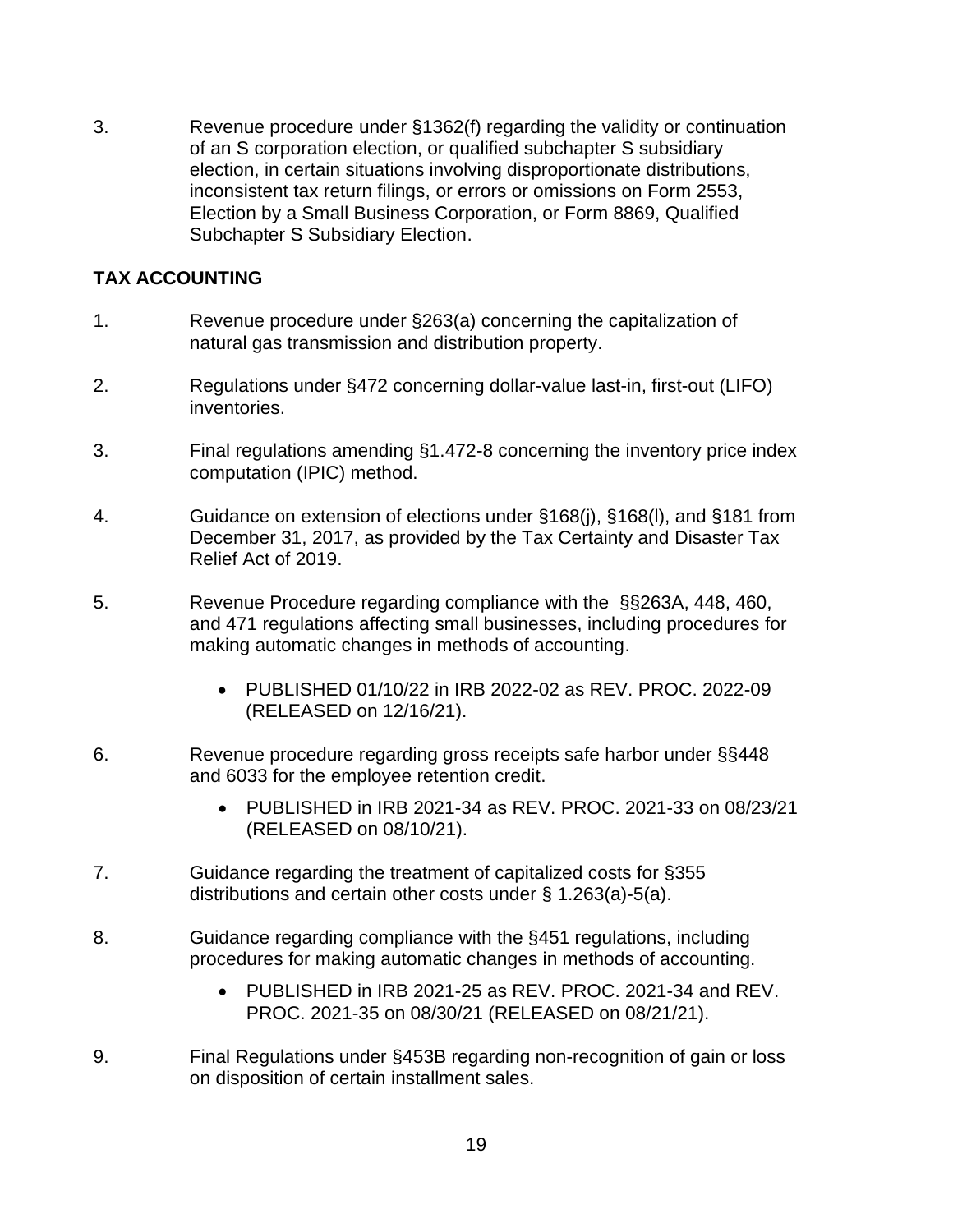3. Revenue procedure under §1362(f) regarding the validity or continuation of an S corporation election, or qualified subchapter S subsidiary election, in certain situations involving disproportionate distributions, inconsistent tax return filings, or errors or omissions on Form 2553, Election by a Small Business Corporation, or Form 8869, Qualified Subchapter S Subsidiary Election.

**TAX ACCOUNTING**

1. Revenue procedure under §263(a) concerning the capitalization of natural gas transmission and distribution property.

2. Regulations under §472 concerning dollar-value last-in, first-out (LIFO) inventories.

3. Final regulations amending §1.472-8 concerning the inventory price index computation (IPIC) method.

4. Guidance on extension of elections under §168(j), §168(l), and §181 from December 31, 2017, as provided by the Tax Certainty and Disaster Tax Relief Act of 2019.

5. Revenue Procedure regarding compliance with the §§263A, 448, 460, and 471 regulations affecting small businesses, including procedures for making automatic changes in methods of accounting.

   - PUBLISHED 01/10/22 in IRB 2022-02 as REV. PROC. 2022-09 (RELEASED on 12/16/21).

6. Revenue procedure regarding gross receipts safe harbor under §§448 and 6033 for the employee retention credit.

   - PUBLISHED in IRB 2021-34 as REV. PROC. 2021-33 on 08/23/21 (RELEASED on 08/10/21).

7. Guidance regarding the treatment of capitalized costs for §355 distributions and certain other costs under § 1.263(a)-5(a).

8. Guidance regarding compliance with the §451 regulations, including procedures for making automatic changes in methods of accounting.

   - PUBLISHED in IRB 2021-25 as REV. PROC. 2021-34 and REV. PROC. 2021-35 on 08/30/21 (RELEASED on 08/21/21).

9. Final Regulations under §453B regarding non-recognition of gain or loss on disposition of certain installment sales.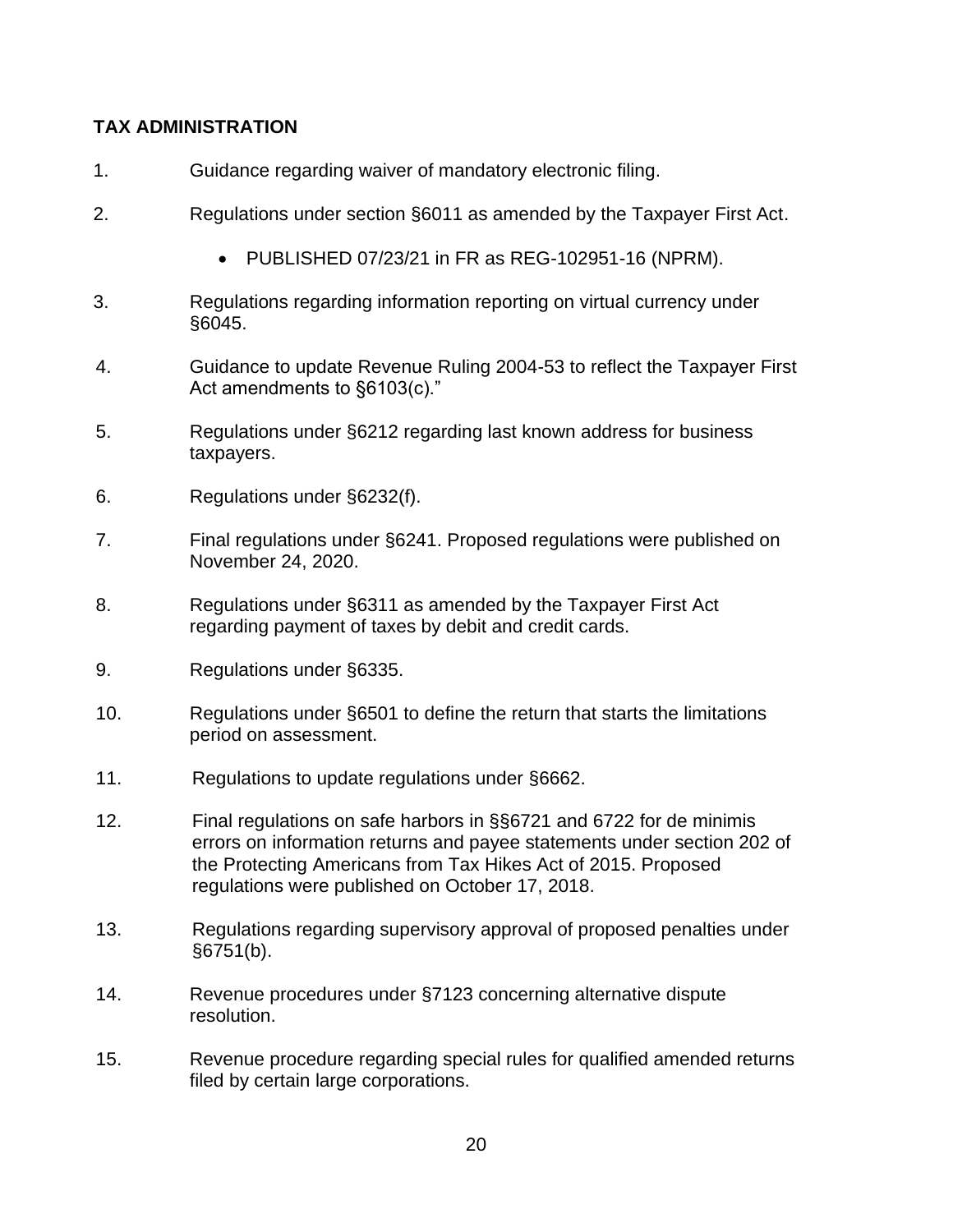**TAX ADMINISTRATION**

1. Guidance regarding waiver of mandatory electronic filing.

2. Regulations under section §6011 as amended by the Taxpayer First Act.

   - PUBLISHED 07/23/21 in FR as REG-102951-16 (NPRM).

3. Regulations regarding information reporting on virtual currency under §6045.

4. Guidance to update Revenue Ruling 2004-53 to reflect the Taxpayer First Act amendments to §6103(c)."

5. Regulations under §6212 regarding last known address for business taxpayers.

6. Regulations under §6232(f).

7. Final regulations under §6241. Proposed regulations were published on November 24, 2020.

8. Regulations under §6311 as amended by the Taxpayer First Act regarding payment of taxes by debit and credit cards.

9. Regulations under §6335.

10. Regulations under §6501 to define the return that starts the limitations period on assessment.

11. Regulations to update regulations under §6662.

12. Final regulations on safe harbors in §§6721 and 6722 for de minimis errors on information returns and payee statements under section 202 of the Protecting Americans from Tax Hikes Act of 2015. Proposed regulations were published on October 17, 2018.

13. Regulations regarding supervisory approval of proposed penalties under §6751(b).

14. Revenue procedures under §7123 concerning alternative dispute resolution.

15. Revenue procedure regarding special rules for qualified amended returns filed by certain large corporations.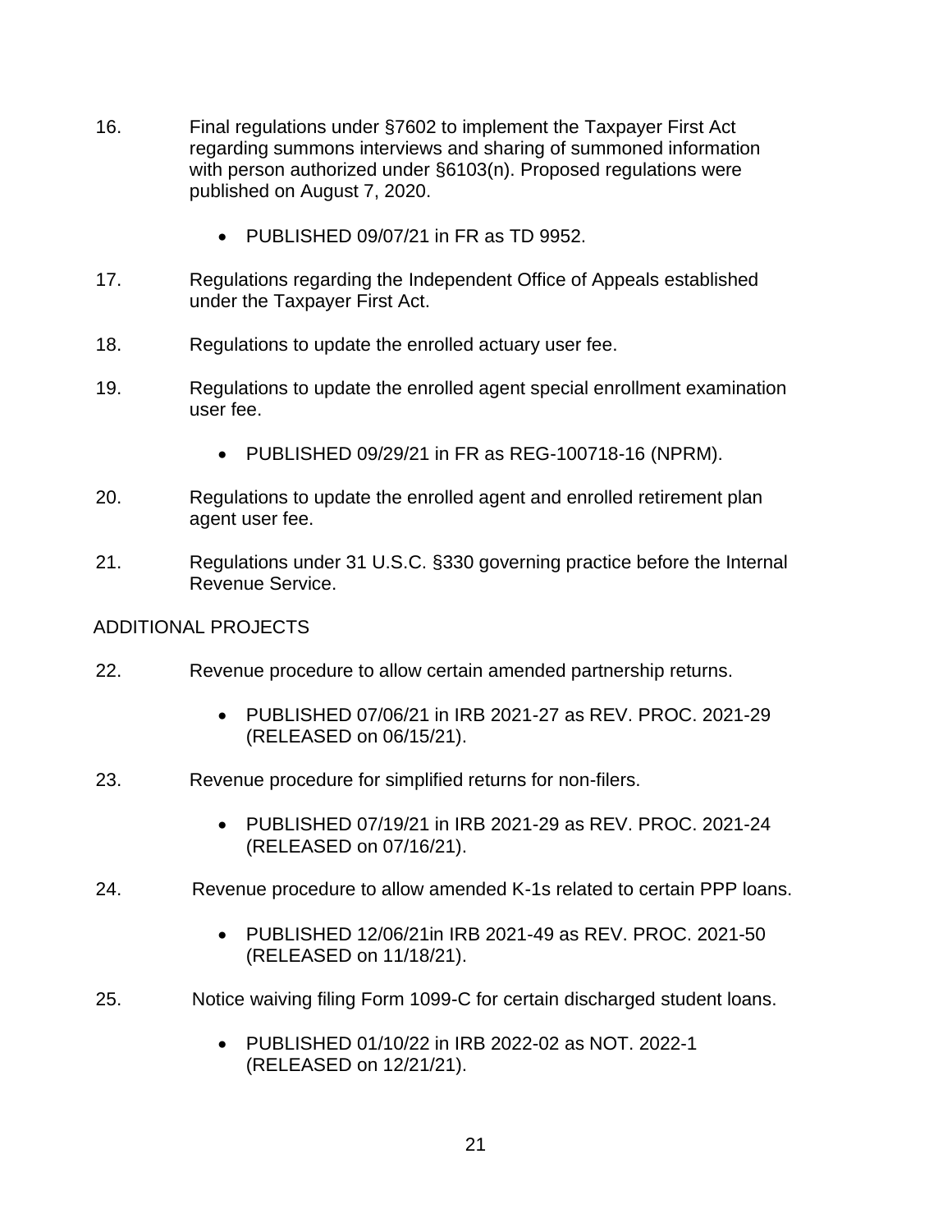16. Final regulations under §7602 to implement the Taxpayer First Act regarding summons interviews and sharing of summoned information with person authorized under §6103(n). Proposed regulations were published on August 7, 2020.

    - PUBLISHED 09/07/21 in FR as TD 9952.

17. Regulations regarding the Independent Office of Appeals established under the Taxpayer First Act.

18. Regulations to update the enrolled actuary user fee.

19. Regulations to update the enrolled agent special enrollment examination user fee.

    - PUBLISHED 09/29/21 in FR as REG-100718-16 (NPRM).

20. Regulations to update the enrolled agent and enrolled retirement plan agent user fee.

21. Regulations under 31 U.S.C. §330 governing practice before the Internal Revenue Service.

ADDITIONAL PROJECTS

22. Revenue procedure to allow certain amended partnership returns.

    - PUBLISHED 07/06/21 in IRB 2021-27 as REV. PROC. 2021-29 (RELEASED on 06/15/21).

23. Revenue procedure for simplified returns for non-filers.

    - PUBLISHED 07/19/21 in IRB 2021-29 as REV. PROC. 2021-24 (RELEASED on 07/16/21).

24. Revenue procedure to allow amended K-1s related to certain PPP loans.

    - PUBLISHED 12/06/21in IRB 2021-49 as REV. PROC. 2021-50 (RELEASED on 11/18/21).

25. Notice waiving filing Form 1099-C for certain discharged student loans.

    - PUBLISHED 01/10/22 in IRB 2022-02 as NOT. 2022-1 (RELEASED on 12/21/21).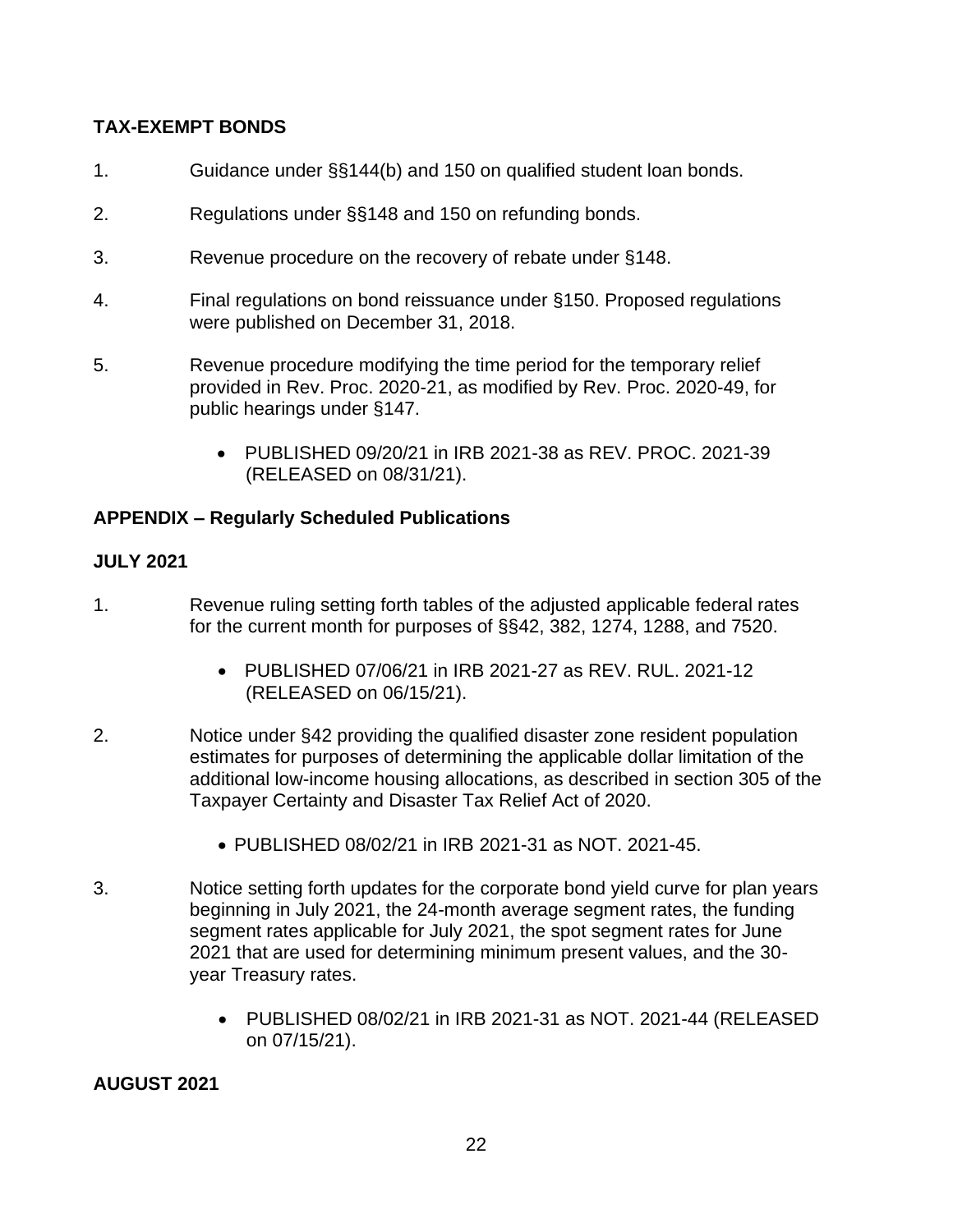**TAX-EXEMPT BONDS**

1. Guidance under §§144(b) and 150 on qualified student loan bonds.

2. Regulations under §§148 and 150 on refunding bonds.

3. Revenue procedure on the recovery of rebate under §148.

4. Final regulations on bond reissuance under §150. Proposed regulations were published on December 31, 2018.

5. Revenue procedure modifying the time period for the temporary relief provided in Rev. Proc. 2020-21, as modified by Rev. Proc. 2020-49, for public hearings under §147.

   - PUBLISHED 09/20/21 in IRB 2021-38 as REV. PROC. 2021-39 (RELEASED on 08/31/21).

**APPENDIX – Regularly Scheduled Publications**

**JULY 2021**

1. Revenue ruling setting forth tables of the adjusted applicable federal rates for the current month for purposes of §§42, 382, 1274, 1288, and 7520.

   - PUBLISHED 07/06/21 in IRB 2021-27 as REV. RUL. 2021-12 (RELEASED on 06/15/21).

2. Notice under §42 providing the qualified disaster zone resident population estimates for purposes of determining the applicable dollar limitation of the additional low-income housing allocations, as described in section 305 of the Taxpayer Certainty and Disaster Tax Relief Act of 2020.

   - PUBLISHED 08/02/21 in IRB 2021-31 as NOT. 2021-45.

3. Notice setting forth updates for the corporate bond yield curve for plan years beginning in July 2021, the 24-month average segment rates, the funding segment rates applicable for July 2021, the spot segment rates for June 2021 that are used for determining minimum present values, and the 30-year Treasury rates.

   - PUBLISHED 08/02/21 in IRB 2021-31 as NOT. 2021-44 (RELEASED on 07/15/21).

**AUGUST 2021**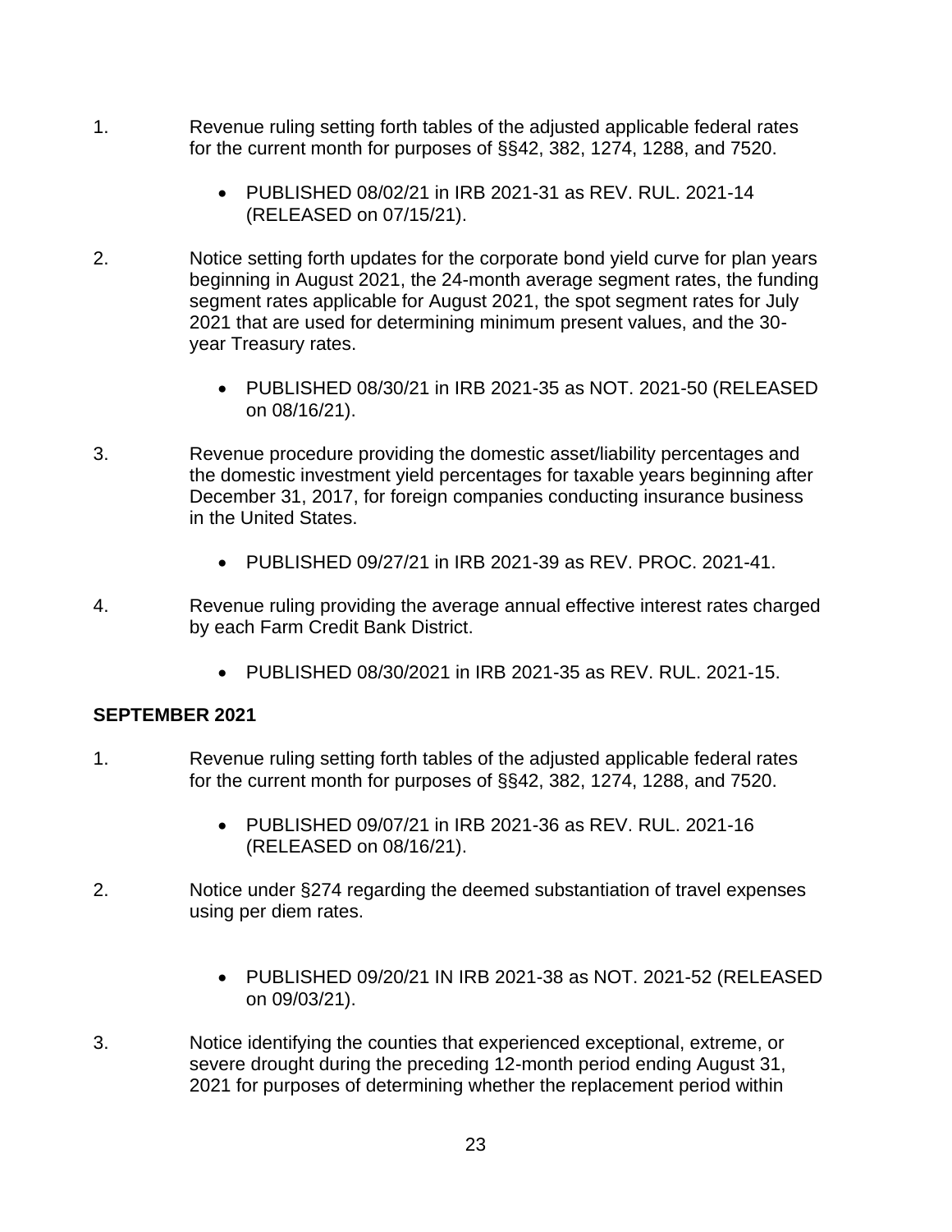1. Revenue ruling setting forth tables of the adjusted applicable federal rates for the current month for purposes of §§42, 382, 1274, 1288, and 7520.

   - PUBLISHED 08/02/21 in IRB 2021-31 as REV. RUL. 2021-14 (RELEASED on 07/15/21).

2. Notice setting forth updates for the corporate bond yield curve for plan years beginning in August 2021, the 24-month average segment rates, the funding segment rates applicable for August 2021, the spot segment rates for July 2021 that are used for determining minimum present values, and the 30-year Treasury rates.

   - PUBLISHED 08/30/21 in IRB 2021-35 as NOT. 2021-50 (RELEASED on 08/16/21).

3. Revenue procedure providing the domestic asset/liability percentages and the domestic investment yield percentages for taxable years beginning after December 31, 2017, for foreign companies conducting insurance business in the United States.

   - PUBLISHED 09/27/21 in IRB 2021-39 as REV. PROC. 2021-41.

4. Revenue ruling providing the average annual effective interest rates charged by each Farm Credit Bank District.

   - PUBLISHED 08/30/2021 in IRB 2021-35 as REV. RUL. 2021-15.

**SEPTEMBER 2021**

1. Revenue ruling setting forth tables of the adjusted applicable federal rates for the current month for purposes of §§42, 382, 1274, 1288, and 7520.

   - PUBLISHED 09/07/21 in IRB 2021-36 as REV. RUL. 2021-16 (RELEASED on 08/16/21).

2. Notice under §274 regarding the deemed substantiation of travel expenses using per diem rates.

   - PUBLISHED 09/20/21 IN IRB 2021-38 as NOT. 2021-52 (RELEASED on 09/03/21).

3. Notice identifying the counties that experienced exceptional, extreme, or severe drought during the preceding 12-month period ending August 31, 2021 for purposes of determining whether the replacement period within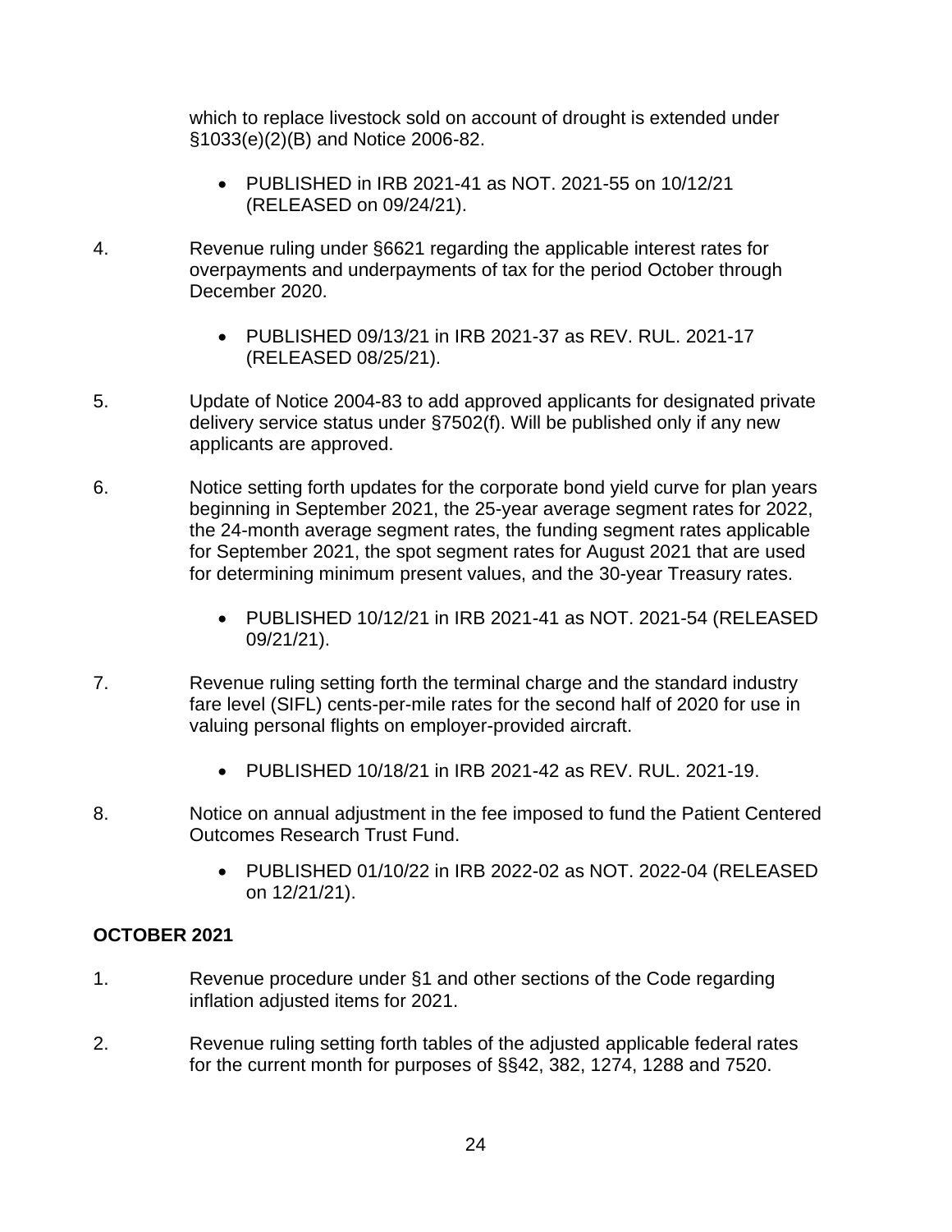which to replace livestock sold on account of drought is extended under §1033(e)(2)(B) and Notice 2006-82.

- PUBLISHED in IRB 2021-41 as NOT. 2021-55 on 10/12/21 (RELEASED on 09/24/21).

4. Revenue ruling under §6621 regarding the applicable interest rates for overpayments and underpayments of tax for the period October through December 2020.

    - PUBLISHED 09/13/21 in IRB 2021-37 as REV. RUL. 2021-17 (RELEASED 08/25/21).

5. Update of Notice 2004-83 to add approved applicants for designated private delivery service status under §7502(f). Will be published only if any new applicants are approved.

6. Notice setting forth updates for the corporate bond yield curve for plan years beginning in September 2021, the 25-year average segment rates for 2022, the 24-month average segment rates, the funding segment rates applicable for September 2021, the spot segment rates for August 2021 that are used for determining minimum present values, and the 30-year Treasury rates.

    - PUBLISHED 10/12/21 in IRB 2021-41 as NOT. 2021-54 (RELEASED 09/21/21).

7. Revenue ruling setting forth the terminal charge and the standard industry fare level (SIFL) cents-per-mile rates for the second half of 2020 for use in valuing personal flights on employer-provided aircraft.

    - PUBLISHED 10/18/21 in IRB 2021-42 as REV. RUL. 2021-19.

8. Notice on annual adjustment in the fee imposed to fund the Patient Centered Outcomes Research Trust Fund.

    - PUBLISHED 01/10/22 in IRB 2022-02 as NOT. 2022-04 (RELEASED on 12/21/21).

**OCTOBER 2021**

1. Revenue procedure under §1 and other sections of the Code regarding inflation adjusted items for 2021.

2. Revenue ruling setting forth tables of the adjusted applicable federal rates for the current month for purposes of §§42, 382, 1274, 1288 and 7520.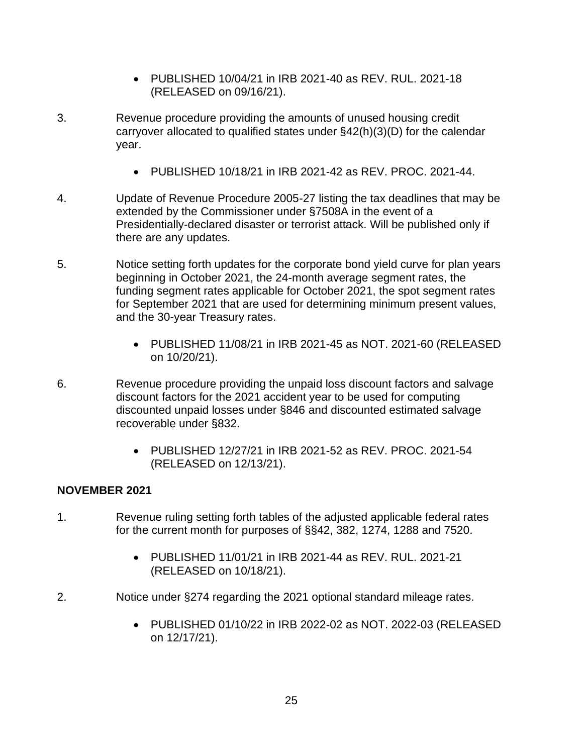- PUBLISHED 10/04/21 in IRB 2021-40 as REV. RUL. 2021-18 (RELEASED on 09/16/21).

3. Revenue procedure providing the amounts of unused housing credit carryover allocated to qualified states under §42(h)(3)(D) for the calendar year.

   - PUBLISHED 10/18/21 in IRB 2021-42 as REV. PROC. 2021-44.

4. Update of Revenue Procedure 2005-27 listing the tax deadlines that may be extended by the Commissioner under §7508A in the event of a Presidentially-declared disaster or terrorist attack. Will be published only if there are any updates.

5. Notice setting forth updates for the corporate bond yield curve for plan years beginning in October 2021, the 24-month average segment rates, the funding segment rates applicable for October 2021, the spot segment rates for September 2021 that are used for determining minimum present values, and the 30-year Treasury rates.

   - PUBLISHED 11/08/21 in IRB 2021-45 as NOT. 2021-60 (RELEASED on 10/20/21).

6. Revenue procedure providing the unpaid loss discount factors and salvage discount factors for the 2021 accident year to be used for computing discounted unpaid losses under §846 and discounted estimated salvage recoverable under §832.

   - PUBLISHED 12/27/21 in IRB 2021-52 as REV. PROC. 2021-54 (RELEASED on 12/13/21).

**NOVEMBER 2021**

1. Revenue ruling setting forth tables of the adjusted applicable federal rates for the current month for purposes of §§42, 382, 1274, 1288 and 7520.

   - PUBLISHED 11/01/21 in IRB 2021-44 as REV. RUL. 2021-21 (RELEASED on 10/18/21).

2. Notice under §274 regarding the 2021 optional standard mileage rates.

   - PUBLISHED 01/10/22 in IRB 2022-02 as NOT. 2022-03 (RELEASED on 12/17/21).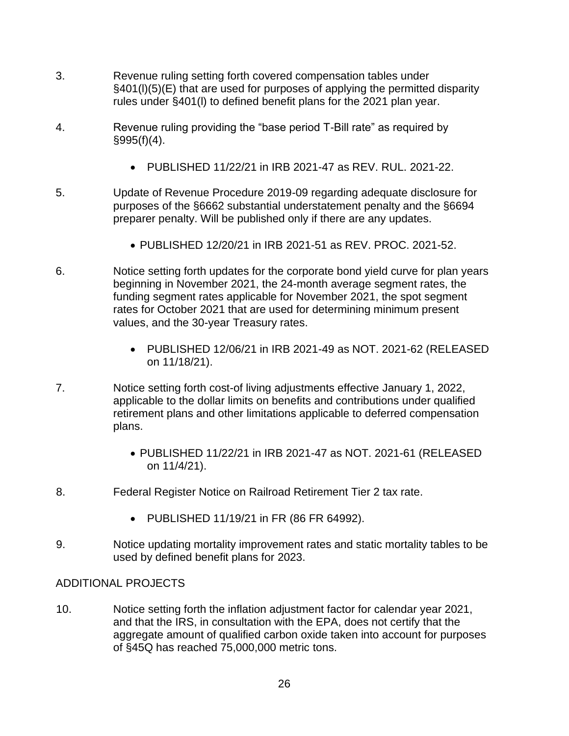3. Revenue ruling setting forth covered compensation tables under §401(l)(5)(E) that are used for purposes of applying the permitted disparity rules under §401(l) to defined benefit plans for the 2021 plan year.

4. Revenue ruling providing the "base period T-Bill rate" as required by §995(f)(4).

    - PUBLISHED 11/22/21 in IRB 2021-47 as REV. RUL. 2021-22.

5. Update of Revenue Procedure 2019-09 regarding adequate disclosure for purposes of the §6662 substantial understatement penalty and the §6694 preparer penalty. Will be published only if there are any updates.

    - PUBLISHED 12/20/21 in IRB 2021-51 as REV. PROC. 2021-52.

6. Notice setting forth updates for the corporate bond yield curve for plan years beginning in November 2021, the 24-month average segment rates, the funding segment rates applicable for November 2021, the spot segment rates for October 2021 that are used for determining minimum present values, and the 30-year Treasury rates.

    - PUBLISHED 12/06/21 in IRB 2021-49 as NOT. 2021-62 (RELEASED on 11/18/21).

7. Notice setting forth cost-of living adjustments effective January 1, 2022, applicable to the dollar limits on benefits and contributions under qualified retirement plans and other limitations applicable to deferred compensation plans.

    - PUBLISHED 11/22/21 in IRB 2021-47 as NOT. 2021-61 (RELEASED on 11/4/21).

8. Federal Register Notice on Railroad Retirement Tier 2 tax rate.

    - PUBLISHED 11/19/21 in FR (86 FR 64992).

9. Notice updating mortality improvement rates and static mortality tables to be used by defined benefit plans for 2023.

ADDITIONAL PROJECTS

10. Notice setting forth the inflation adjustment factor for calendar year 2021, and that the IRS, in consultation with the EPA, does not certify that the aggregate amount of qualified carbon oxide taken into account for purposes of §45Q has reached 75,000,000 metric tons.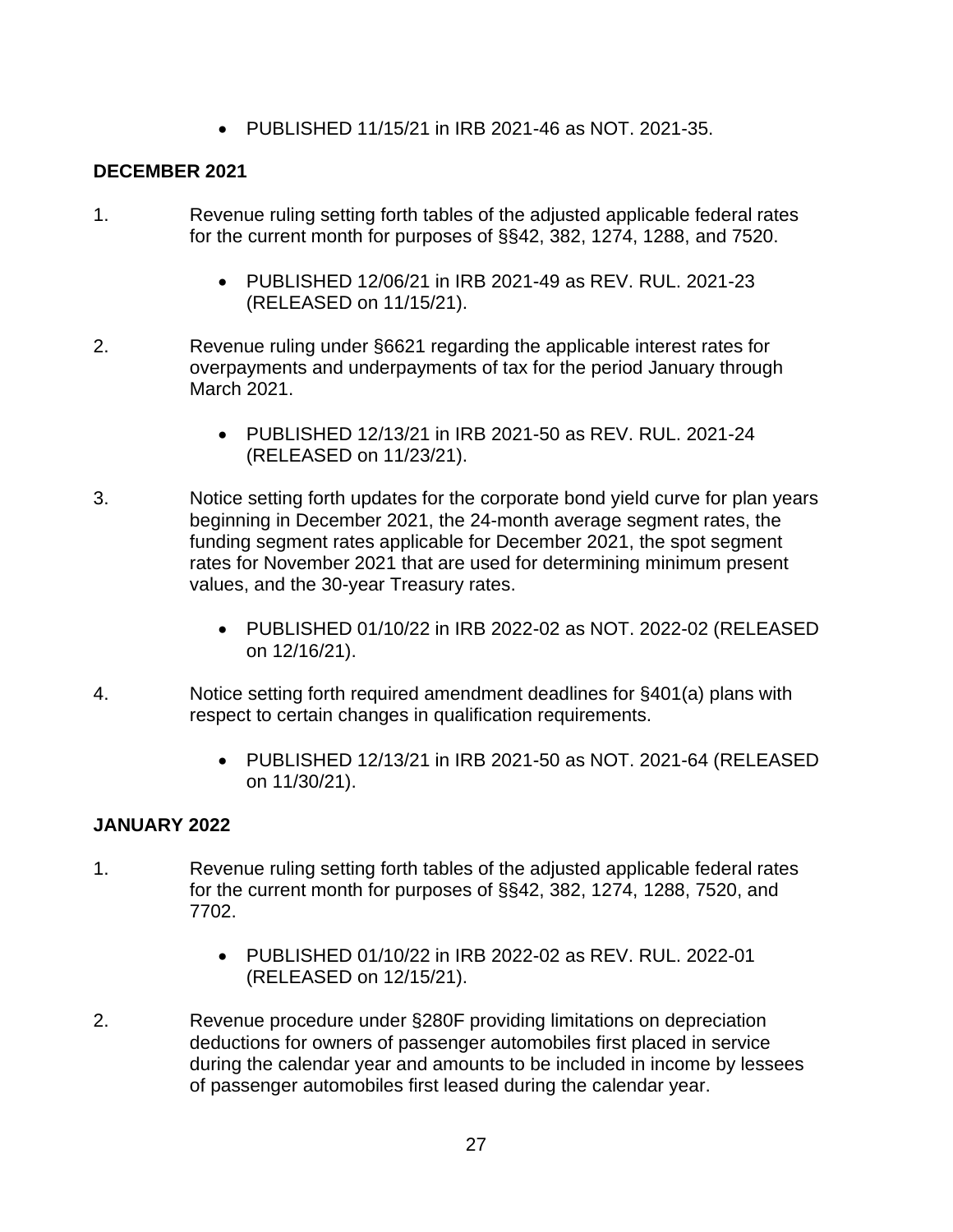- PUBLISHED 11/15/21 in IRB 2021-46 as NOT. 2021-35.

**DECEMBER 2021**

1. Revenue ruling setting forth tables of the adjusted applicable federal rates for the current month for purposes of §§42, 382, 1274, 1288, and 7520.

    - PUBLISHED 12/06/21 in IRB 2021-49 as REV. RUL. 2021-23 (RELEASED on 11/15/21).

2. Revenue ruling under §6621 regarding the applicable interest rates for overpayments and underpayments of tax for the period January through March 2021.

    - PUBLISHED 12/13/21 in IRB 2021-50 as REV. RUL. 2021-24 (RELEASED on 11/23/21).

3. Notice setting forth updates for the corporate bond yield curve for plan years beginning in December 2021, the 24-month average segment rates, the funding segment rates applicable for December 2021, the spot segment rates for November 2021 that are used for determining minimum present values, and the 30-year Treasury rates.

    - PUBLISHED 01/10/22 in IRB 2022-02 as NOT. 2022-02 (RELEASED on 12/16/21).

4. Notice setting forth required amendment deadlines for §401(a) plans with respect to certain changes in qualification requirements.

    - PUBLISHED 12/13/21 in IRB 2021-50 as NOT. 2021-64 (RELEASED on 11/30/21).

**JANUARY 2022**

1. Revenue ruling setting forth tables of the adjusted applicable federal rates for the current month for purposes of §§42, 382, 1274, 1288, 7520, and 7702.

    - PUBLISHED 01/10/22 in IRB 2022-02 as REV. RUL. 2022-01 (RELEASED on 12/15/21).

2. Revenue procedure under §280F providing limitations on depreciation deductions for owners of passenger automobiles first placed in service during the calendar year and amounts to be included in income by lessees of passenger automobiles first leased during the calendar year.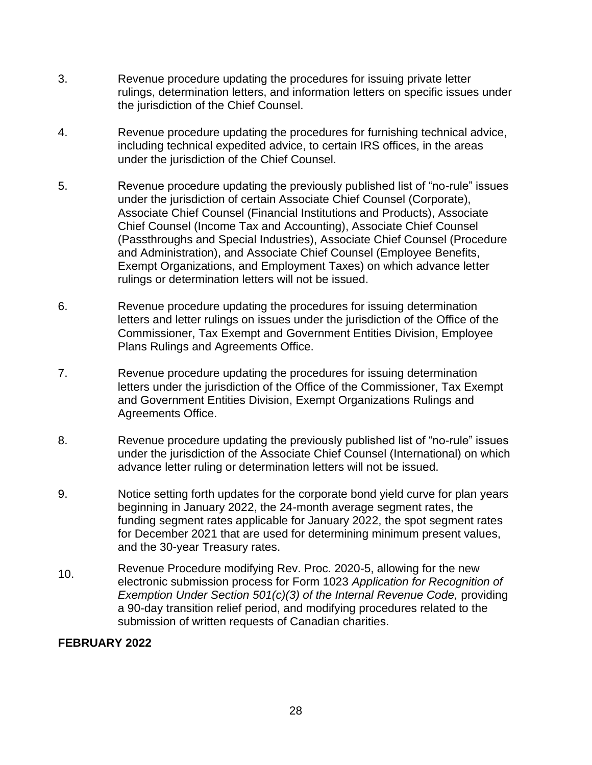3. Revenue procedure updating the procedures for issuing private letter rulings, determination letters, and information letters on specific issues under the jurisdiction of the Chief Counsel.

4. Revenue procedure updating the procedures for furnishing technical advice, including technical expedited advice, to certain IRS offices, in the areas under the jurisdiction of the Chief Counsel.

5. Revenue procedure updating the previously published list of "no-rule" issues under the jurisdiction of certain Associate Chief Counsel (Corporate), Associate Chief Counsel (Financial Institutions and Products), Associate Chief Counsel (Income Tax and Accounting), Associate Chief Counsel (Passthroughs and Special Industries), Associate Chief Counsel (Procedure and Administration), and Associate Chief Counsel (Employee Benefits, Exempt Organizations, and Employment Taxes) on which advance letter rulings or determination letters will not be issued.

6. Revenue procedure updating the procedures for issuing determination letters and letter rulings on issues under the jurisdiction of the Office of the Commissioner, Tax Exempt and Government Entities Division, Employee Plans Rulings and Agreements Office.

7. Revenue procedure updating the procedures for issuing determination letters under the jurisdiction of the Office of the Commissioner, Tax Exempt and Government Entities Division, Exempt Organizations Rulings and Agreements Office.

8. Revenue procedure updating the previously published list of "no-rule" issues under the jurisdiction of the Associate Chief Counsel (International) on which advance letter ruling or determination letters will not be issued.

9. Notice setting forth updates for the corporate bond yield curve for plan years beginning in January 2022, the 24-month average segment rates, the funding segment rates applicable for January 2022, the spot segment rates for December 2021 that are used for determining minimum present values, and the 30-year Treasury rates.

10. Revenue Procedure modifying Rev. Proc. 2020-5, allowing for the new electronic submission process for Form 1023 *Application for Recognition of Exemption Under Section 501(c)(3) of the Internal Revenue Code,* providing a 90-day transition relief period, and modifying procedures related to the submission of written requests of Canadian charities.

**FEBRUARY 2022**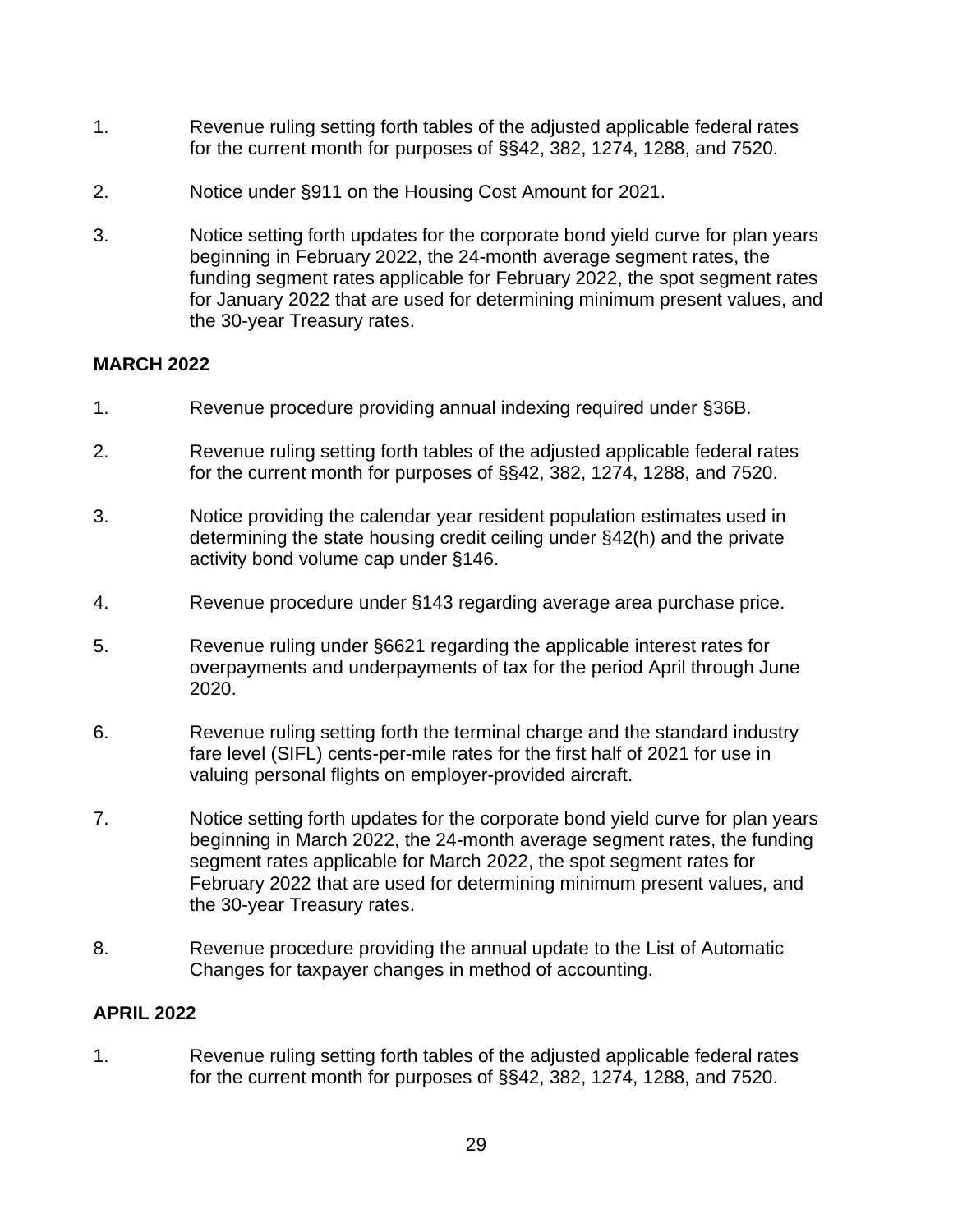1. Revenue ruling setting forth tables of the adjusted applicable federal rates for the current month for purposes of §§42, 382, 1274, 1288, and 7520.

2. Notice under §911 on the Housing Cost Amount for 2021.

3. Notice setting forth updates for the corporate bond yield curve for plan years beginning in February 2022, the 24-month average segment rates, the funding segment rates applicable for February 2022, the spot segment rates for January 2022 that are used for determining minimum present values, and the 30-year Treasury rates.

**MARCH 2022**

1. Revenue procedure providing annual indexing required under §36B.

2. Revenue ruling setting forth tables of the adjusted applicable federal rates for the current month for purposes of §§42, 382, 1274, 1288, and 7520.

3. Notice providing the calendar year resident population estimates used in determining the state housing credit ceiling under §42(h) and the private activity bond volume cap under §146.

4. Revenue procedure under §143 regarding average area purchase price.

5. Revenue ruling under §6621 regarding the applicable interest rates for overpayments and underpayments of tax for the period April through June 2020.

6. Revenue ruling setting forth the terminal charge and the standard industry fare level (SIFL) cents-per-mile rates for the first half of 2021 for use in valuing personal flights on employer-provided aircraft.

7. Notice setting forth updates for the corporate bond yield curve for plan years beginning in March 2022, the 24-month average segment rates, the funding segment rates applicable for March 2022, the spot segment rates for February 2022 that are used for determining minimum present values, and the 30-year Treasury rates.

8. Revenue procedure providing the annual update to the List of Automatic Changes for taxpayer changes in method of accounting.

**APRIL 2022**

1. Revenue ruling setting forth tables of the adjusted applicable federal rates for the current month for purposes of §§42, 382, 1274, 1288, and 7520.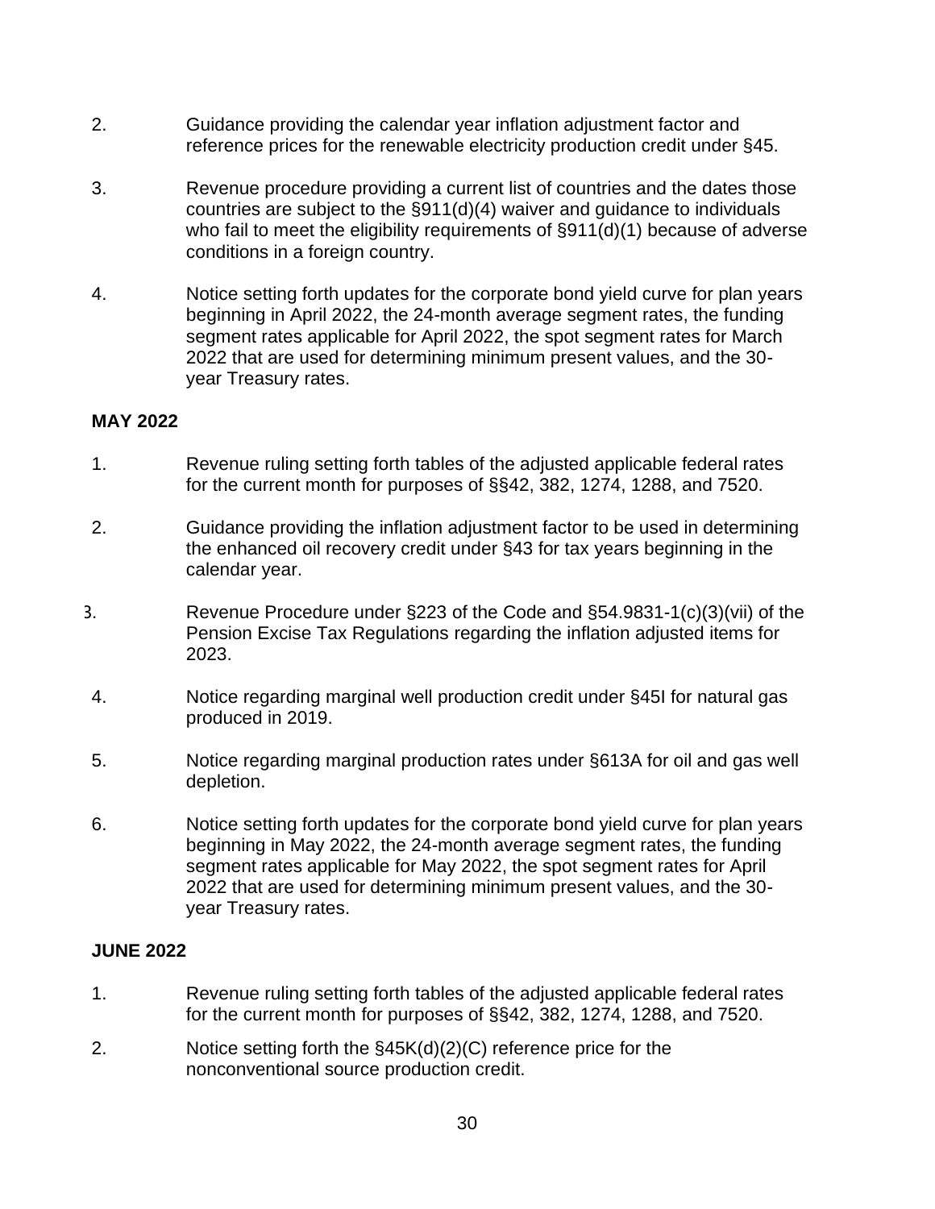2. Guidance providing the calendar year inflation adjustment factor and reference prices for the renewable electricity production credit under §45.

3. Revenue procedure providing a current list of countries and the dates those countries are subject to the §911(d)(4) waiver and guidance to individuals who fail to meet the eligibility requirements of §911(d)(1) because of adverse conditions in a foreign country.

4. Notice setting forth updates for the corporate bond yield curve for plan years beginning in April 2022, the 24-month average segment rates, the funding segment rates applicable for April 2022, the spot segment rates for March 2022 that are used for determining minimum present values, and the 30-year Treasury rates.

**MAY 2022**

1. Revenue ruling setting forth tables of the adjusted applicable federal rates for the current month for purposes of §§42, 382, 1274, 1288, and 7520.

2. Guidance providing the inflation adjustment factor to be used in determining the enhanced oil recovery credit under §43 for tax years beginning in the calendar year.

3. Revenue Procedure under §223 of the Code and §54.9831-1(c)(3)(vii) of the Pension Excise Tax Regulations regarding the inflation adjusted items for 2023.

4. Notice regarding marginal well production credit under §45I for natural gas produced in 2019.

5. Notice regarding marginal production rates under §613A for oil and gas well depletion.

6. Notice setting forth updates for the corporate bond yield curve for plan years beginning in May 2022, the 24-month average segment rates, the funding segment rates applicable for May 2022, the spot segment rates for April 2022 that are used for determining minimum present values, and the 30-year Treasury rates.

**JUNE 2022**

1. Revenue ruling setting forth tables of the adjusted applicable federal rates for the current month for purposes of §§42, 382, 1274, 1288, and 7520.

2. Notice setting forth the §45K(d)(2)(C) reference price for the nonconventional source production credit.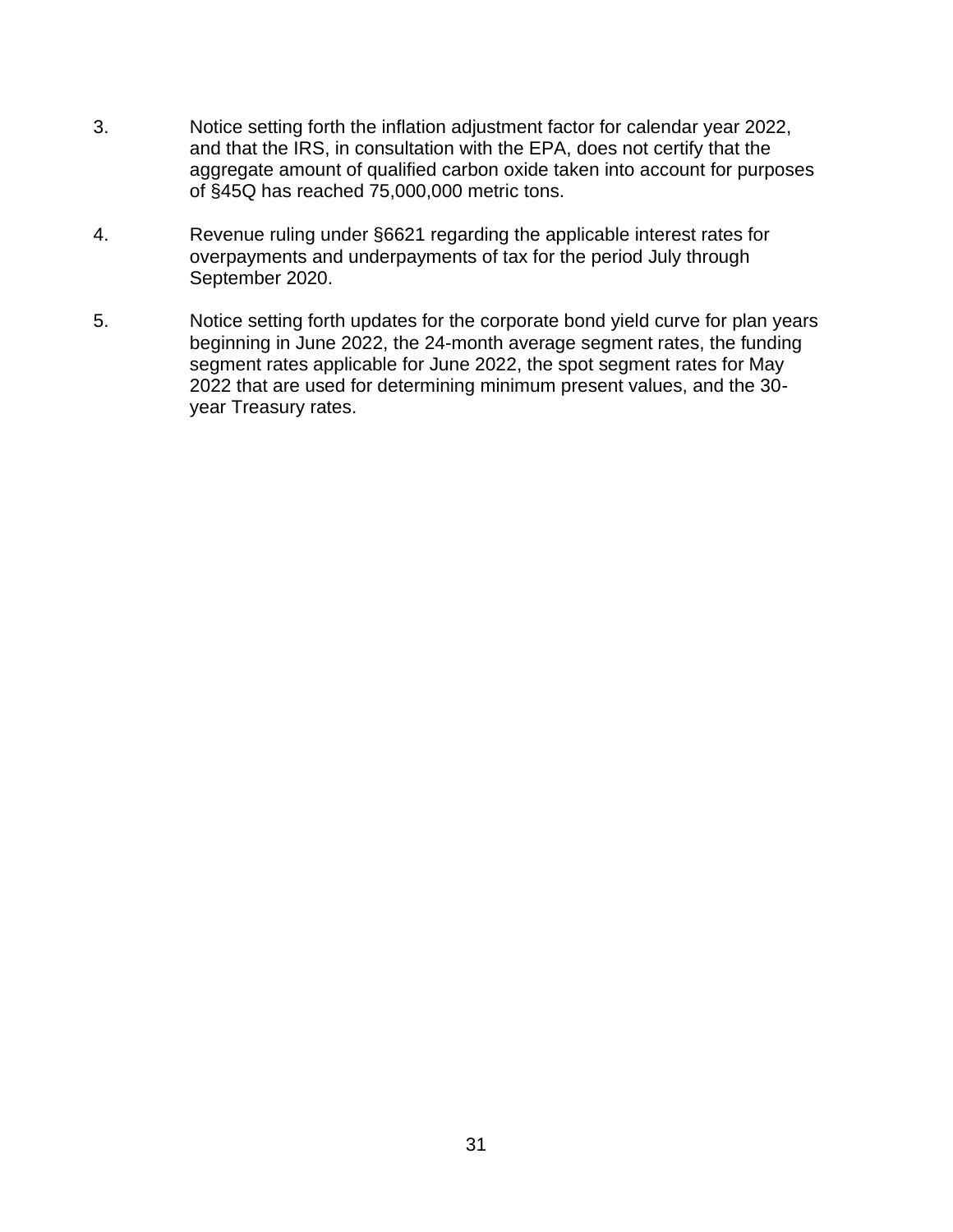3. Notice setting forth the inflation adjustment factor for calendar year 2022, and that the IRS, in consultation with the EPA, does not certify that the aggregate amount of qualified carbon oxide taken into account for purposes of §45Q has reached 75,000,000 metric tons.

4. Revenue ruling under §6621 regarding the applicable interest rates for overpayments and underpayments of tax for the period July through September 2020.

5. Notice setting forth updates for the corporate bond yield curve for plan years beginning in June 2022, the 24-month average segment rates, the funding segment rates applicable for June 2022, the spot segment rates for May 2022 that are used for determining minimum present values, and the 30-year Treasury rates.